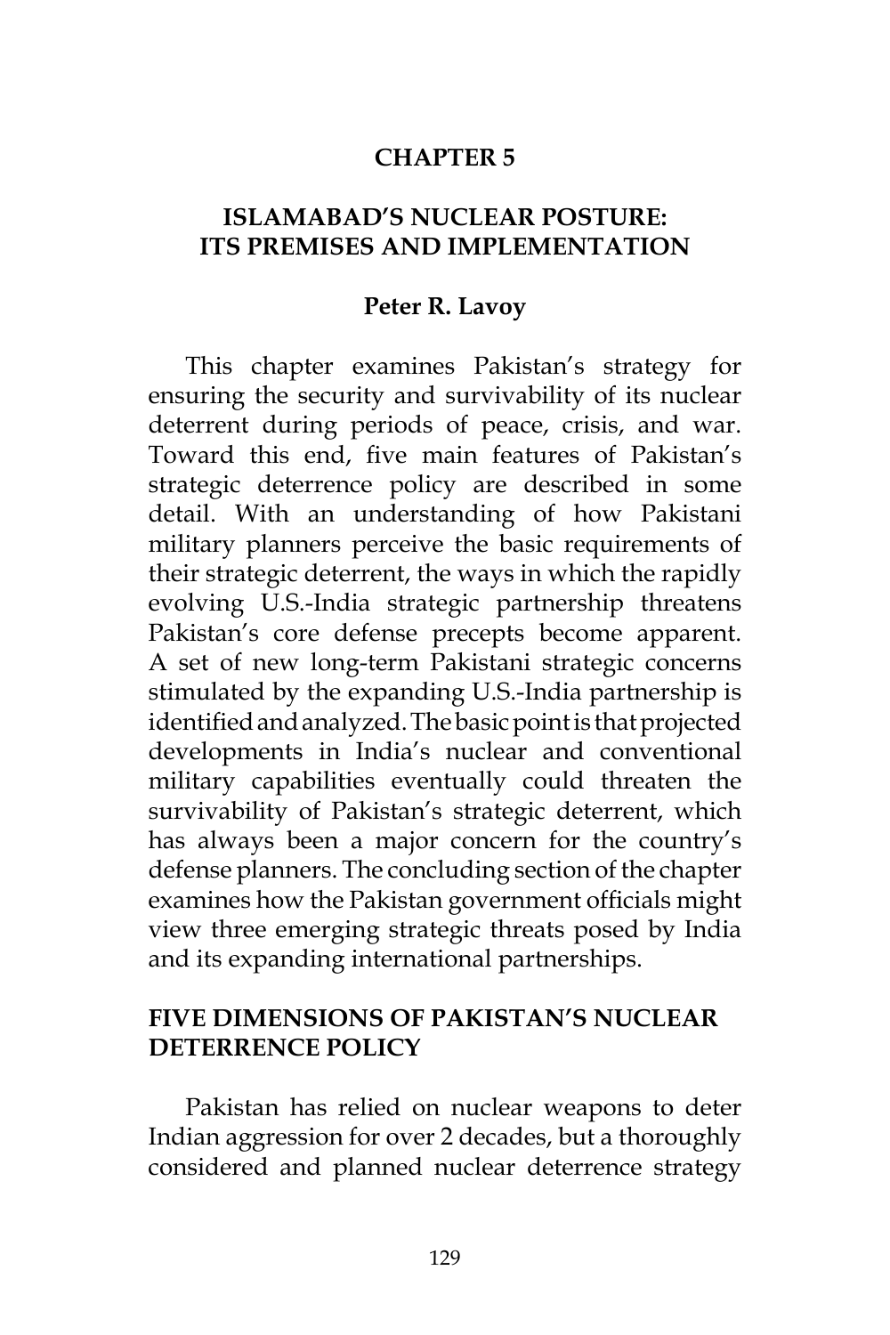# CHAPTER 5

# ISLAMABAD'S NUCLEAR POSTURE: ITS PREMISES AND IMPLEMENTATION

**Peter R. Lavoy**

This chapter examines Pakistan's strategy for ensuring the security and survivability of its nuclear deterrent during periods of peace, crisis, and war. Toward this end, five main features of Pakistan's strategic deterrence policy are described in some detail. With an understanding of how Pakistani military planners perceive the basic requirements of their strategic deterrent, the ways in which the rapidly evolving U.S.-India strategic partnership threatens Pakistan's core defense precepts become apparent. A set of new long-term Pakistani strategic concerns stimulated by the expanding U.S.-India partnership is identified and analyzed. The basic point is that projected developments in India's nuclear and conventional military capabilities eventually could threaten the survivability of Pakistan's strategic deterrent, which has always been a major concern for the country's defense planners. The concluding section of the chapter examines how the Pakistan government officials might view three emerging strategic threats posed by India and its expanding international partnerships.

## FIVE DIMENSIONS OF PAKISTAN'S NUCLEAR DETERRENCE POLICY

Pakistan has relied on nuclear weapons to deter Indian aggression for over 2 decades, but a thoroughly considered and planned nuclear deterrence strategy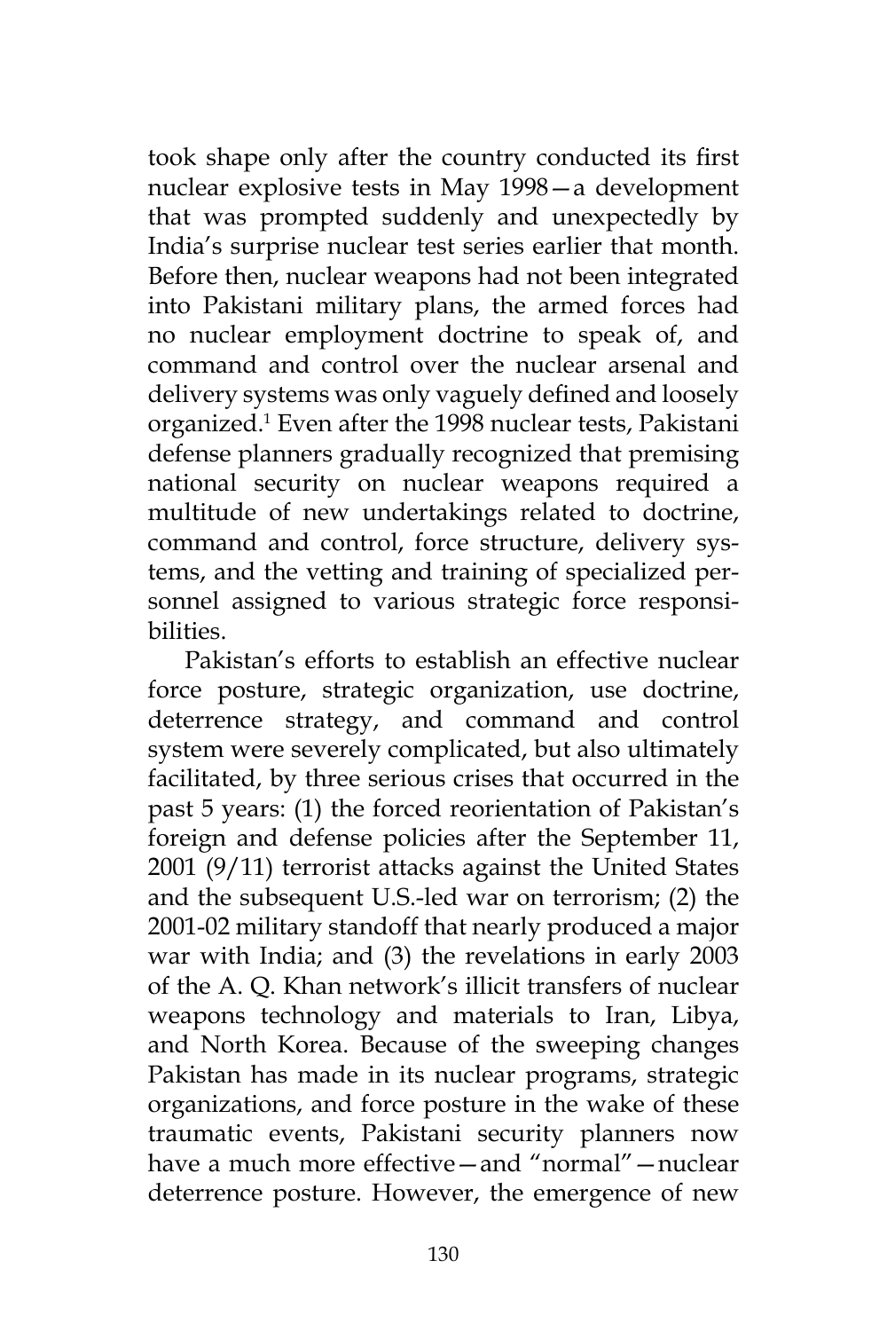took shape only after the country conducted its first nuclear explosive tests in May 1998—a development that was prompted suddenly and unexpectedly by India's surprise nuclear test series earlier that month. Before then, nuclear weapons had not been integrated into Pakistani military plans, the armed forces had no nuclear employment doctrine to speak of, and command and control over the nuclear arsenal and delivery systems was only vaguely defined and loosely organized.[1] Even after the 1998 nuclear tests, Pakistani defense planners gradually recognized that premising national security on nuclear weapons required a multitude of new undertakings related to doctrine, command and control, force structure, delivery systems, and the vetting and training of specialized personnel assigned to various strategic force responsibilities.

Pakistan's efforts to establish an effective nuclear force posture, strategic organization, use doctrine, deterrence strategy, and command and control system were severely complicated, but also ultimately facilitated, by three serious crises that occurred in the past 5 years: (1) the forced reorientation of Pakistan's foreign and defense policies after the September 11, 2001 (9/11) terrorist attacks against the United States and the subsequent U.S.-led war on terrorism; (2) the 2001-02 military standoff that nearly produced a major war with India; and (3) the revelations in early 2003 of the A. Q. Khan network's illicit transfers of nuclear weapons technology and materials to Iran, Libya, and North Korea. Because of the sweeping changes Pakistan has made in its nuclear programs, strategic organizations, and force posture in the wake of these traumatic events, Pakistani security planners now have a much more effective—and "normal"—nuclear deterrence posture. However, the emergence of new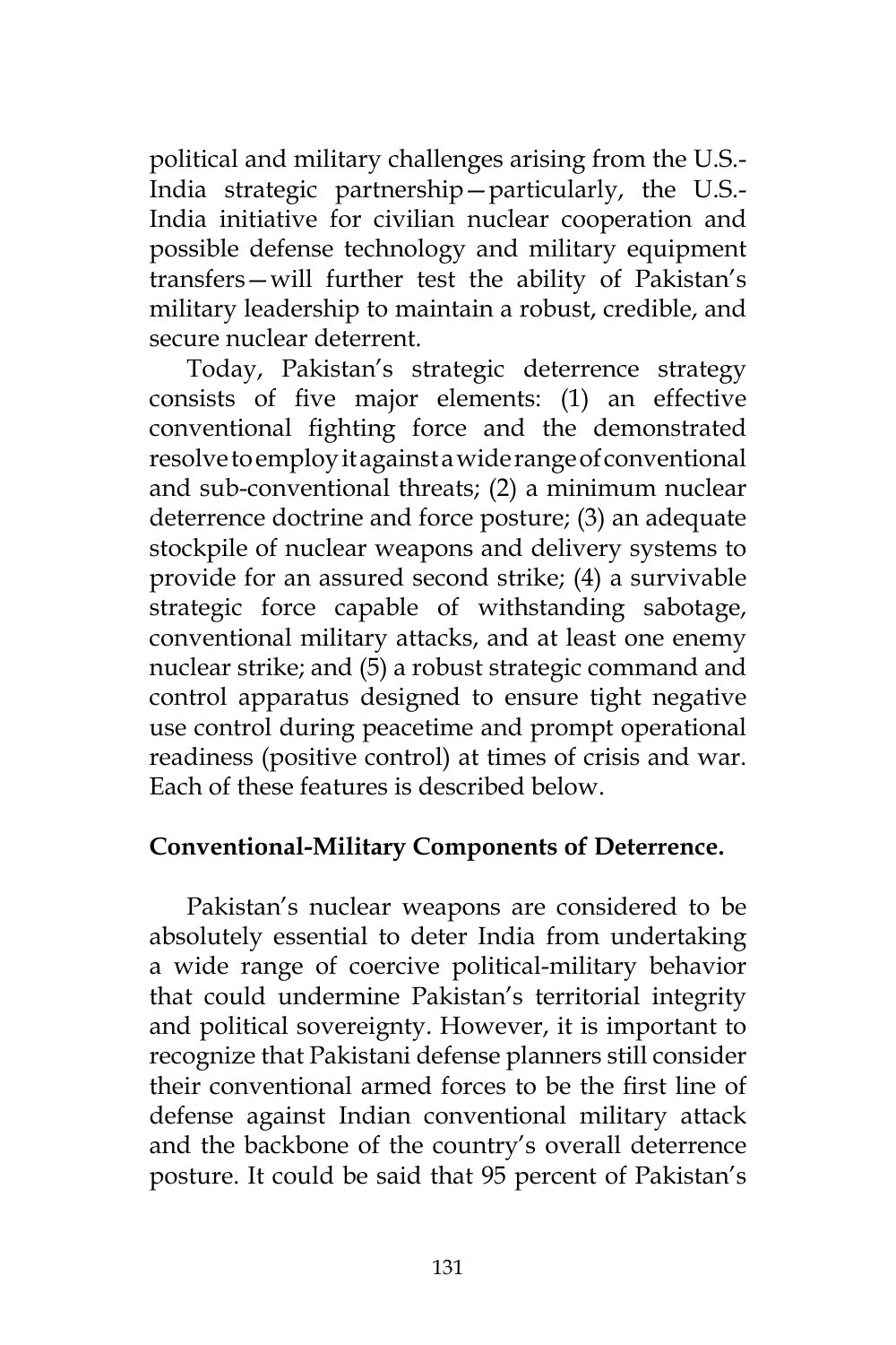political and military challenges arising from the U.S.-India strategic partnership—particularly, the U.S.-India initiative for civilian nuclear cooperation and possible defense technology and military equipment transfers—will further test the ability of Pakistan's military leadership to maintain a robust, credible, and secure nuclear deterrent.

Today, Pakistan's strategic deterrence strategy consists of five major elements: (1) an effective conventional fighting force and the demonstrated resolve to employ it against a wide range of conventional and sub-conventional threats; (2) a minimum nuclear deterrence doctrine and force posture; (3) an adequate stockpile of nuclear weapons and delivery systems to provide for an assured second strike; (4) a survivable strategic force capable of withstanding sabotage, conventional military attacks, and at least one enemy nuclear strike; and (5) a robust strategic command and control apparatus designed to ensure tight negative use control during peacetime and prompt operational readiness (positive control) at times of crisis and war. Each of these features is described below.

**Conventional-Military Components of Deterrence.**

Pakistan's nuclear weapons are considered to be absolutely essential to deter India from undertaking a wide range of coercive political-military behavior that could undermine Pakistan's territorial integrity and political sovereignty. However, it is important to recognize that Pakistani defense planners still consider their conventional armed forces to be the first line of defense against Indian conventional military attack and the backbone of the country's overall deterrence posture. It could be said that 95 percent of Pakistan's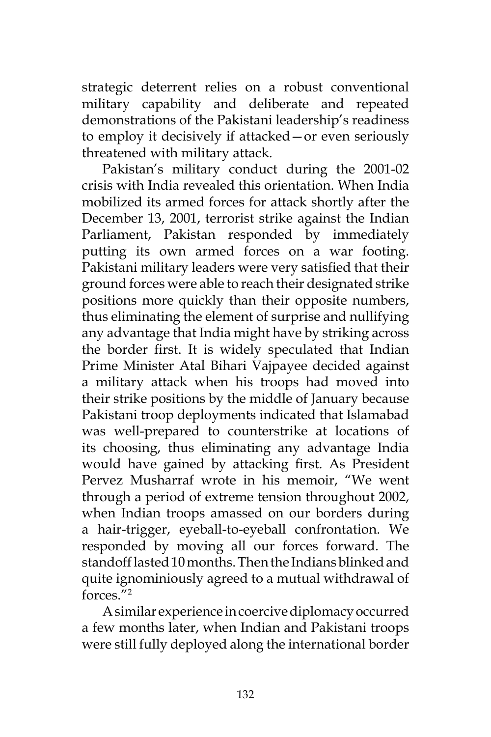strategic deterrent relies on a robust conventional military capability and deliberate and repeated demonstrations of the Pakistani leadership's readiness to employ it decisively if attacked—or even seriously threatened with military attack.

Pakistan's military conduct during the 2001-02 crisis with India revealed this orientation. When India mobilized its armed forces for attack shortly after the December 13, 2001, terrorist strike against the Indian Parliament, Pakistan responded by immediately putting its own armed forces on a war footing. Pakistani military leaders were very satisfied that their ground forces were able to reach their designated strike positions more quickly than their opposite numbers, thus eliminating the element of surprise and nullifying any advantage that India might have by striking across the border first. It is widely speculated that Indian Prime Minister Atal Bihari Vajpayee decided against a military attack when his troops had moved into their strike positions by the middle of January because Pakistani troop deployments indicated that Islamabad was well-prepared to counterstrike at locations of its choosing, thus eliminating any advantage India would have gained by attacking first. As President Pervez Musharraf wrote in his memoir, "We went through a period of extreme tension throughout 2002, when Indian troops amassed on our borders during a hair-trigger, eyeball-to-eyeball confrontation. We responded by moving all our forces forward. The standoff lasted 10 months. Then the Indians blinked and quite ignominiously agreed to a mutual withdrawal of forces."[2]

A similar experience in coercive diplomacy occurred a few months later, when Indian and Pakistani troops were still fully deployed along the international border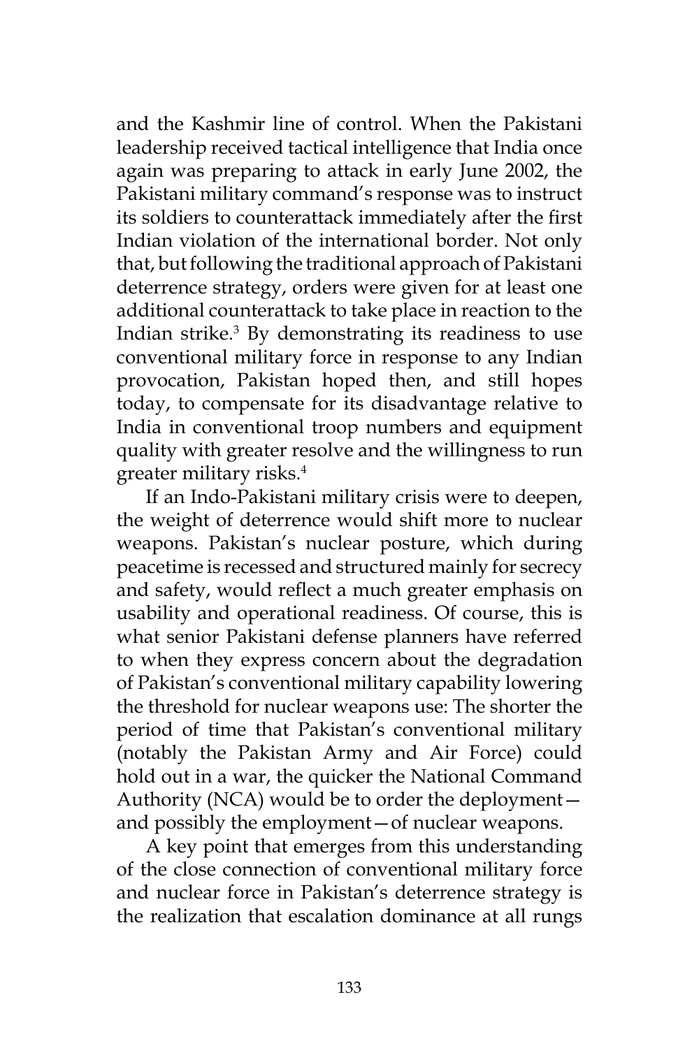and the Kashmir line of control. When the Pakistani leadership received tactical intelligence that India once again was preparing to attack in early June 2002, the Pakistani military command's response was to instruct its soldiers to counterattack immediately after the first Indian violation of the international border. Not only that, but following the traditional approach of Pakistani deterrence strategy, orders were given for at least one additional counterattack to take place in reaction to the Indian strike.[3] By demonstrating its readiness to use conventional military force in response to any Indian provocation, Pakistan hoped then, and still hopes today, to compensate for its disadvantage relative to India in conventional troop numbers and equipment quality with greater resolve and the willingness to run greater military risks.[4]

If an Indo-Pakistani military crisis were to deepen, the weight of deterrence would shift more to nuclear weapons. Pakistan's nuclear posture, which during peacetime is recessed and structured mainly for secrecy and safety, would reflect a much greater emphasis on usability and operational readiness. Of course, this is what senior Pakistani defense planners have referred to when they express concern about the degradation of Pakistan's conventional military capability lowering the threshold for nuclear weapons use: The shorter the period of time that Pakistan's conventional military (notably the Pakistan Army and Air Force) could hold out in a war, the quicker the National Command Authority (NCA) would be to order the deployment—and possibly the employment—of nuclear weapons.

A key point that emerges from this understanding of the close connection of conventional military force and nuclear force in Pakistan's deterrence strategy is the realization that escalation dominance at all rungs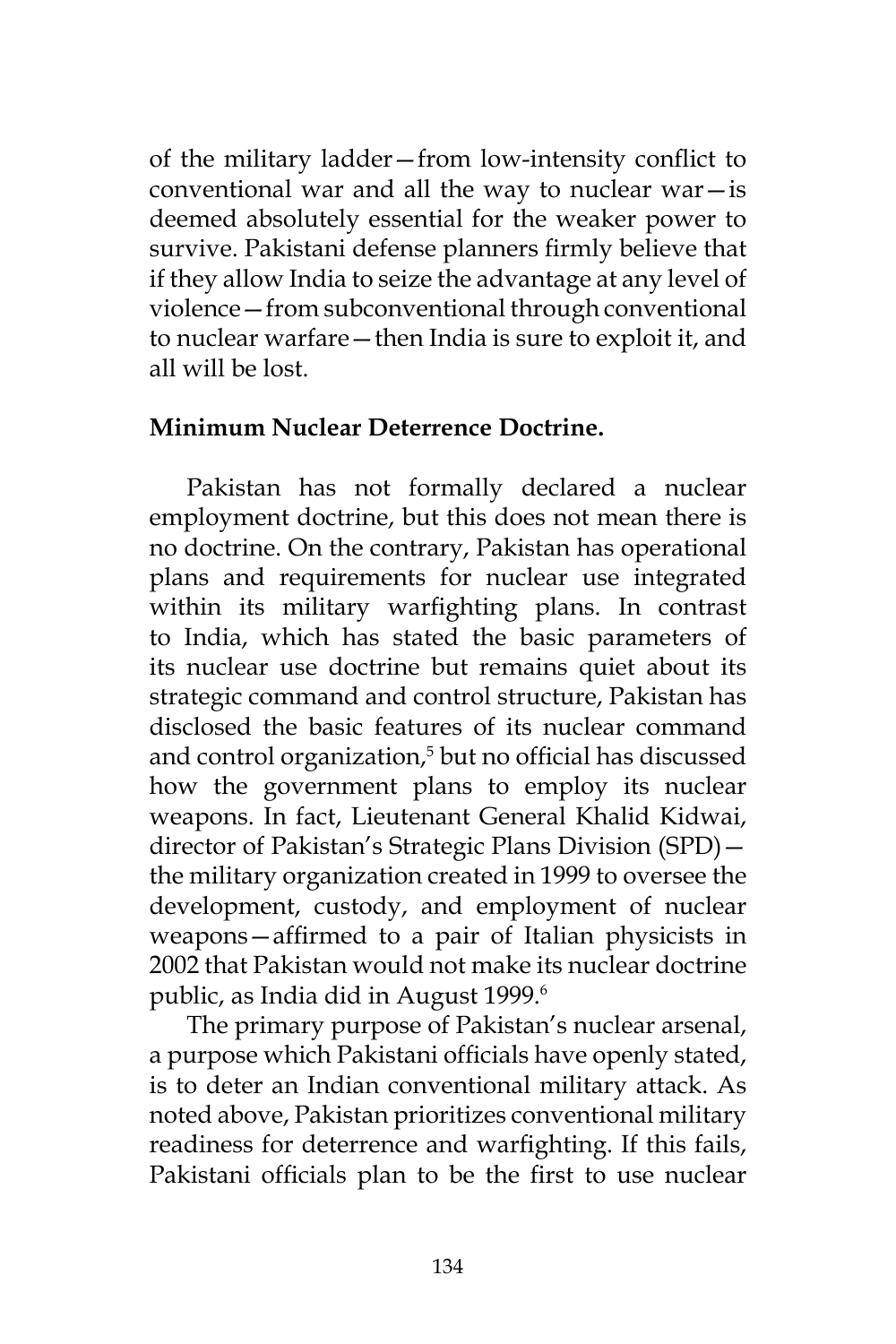of the military ladder—from low-intensity conflict to conventional war and all the way to nuclear war—is deemed absolutely essential for the weaker power to survive. Pakistani defense planners firmly believe that if they allow India to seize the advantage at any level of violence—from subconventional through conventional to nuclear warfare—then India is sure to exploit it, and all will be lost.

**Minimum Nuclear Deterrence Doctrine.**

Pakistan has not formally declared a nuclear employment doctrine, but this does not mean there is no doctrine. On the contrary, Pakistan has operational plans and requirements for nuclear use integrated within its military warfighting plans. In contrast to India, which has stated the basic parameters of its nuclear use doctrine but remains quiet about its strategic command and control structure, Pakistan has disclosed the basic features of its nuclear command and control organization,[5] but no official has discussed how the government plans to employ its nuclear weapons. In fact, Lieutenant General Khalid Kidwai, director of Pakistan's Strategic Plans Division (SPD)—the military organization created in 1999 to oversee the development, custody, and employment of nuclear weapons—affirmed to a pair of Italian physicists in 2002 that Pakistan would not make its nuclear doctrine public, as India did in August 1999.[6]

The primary purpose of Pakistan's nuclear arsenal, a purpose which Pakistani officials have openly stated, is to deter an Indian conventional military attack. As noted above, Pakistan prioritizes conventional military readiness for deterrence and warfighting. If this fails, Pakistani officials plan to be the first to use nuclear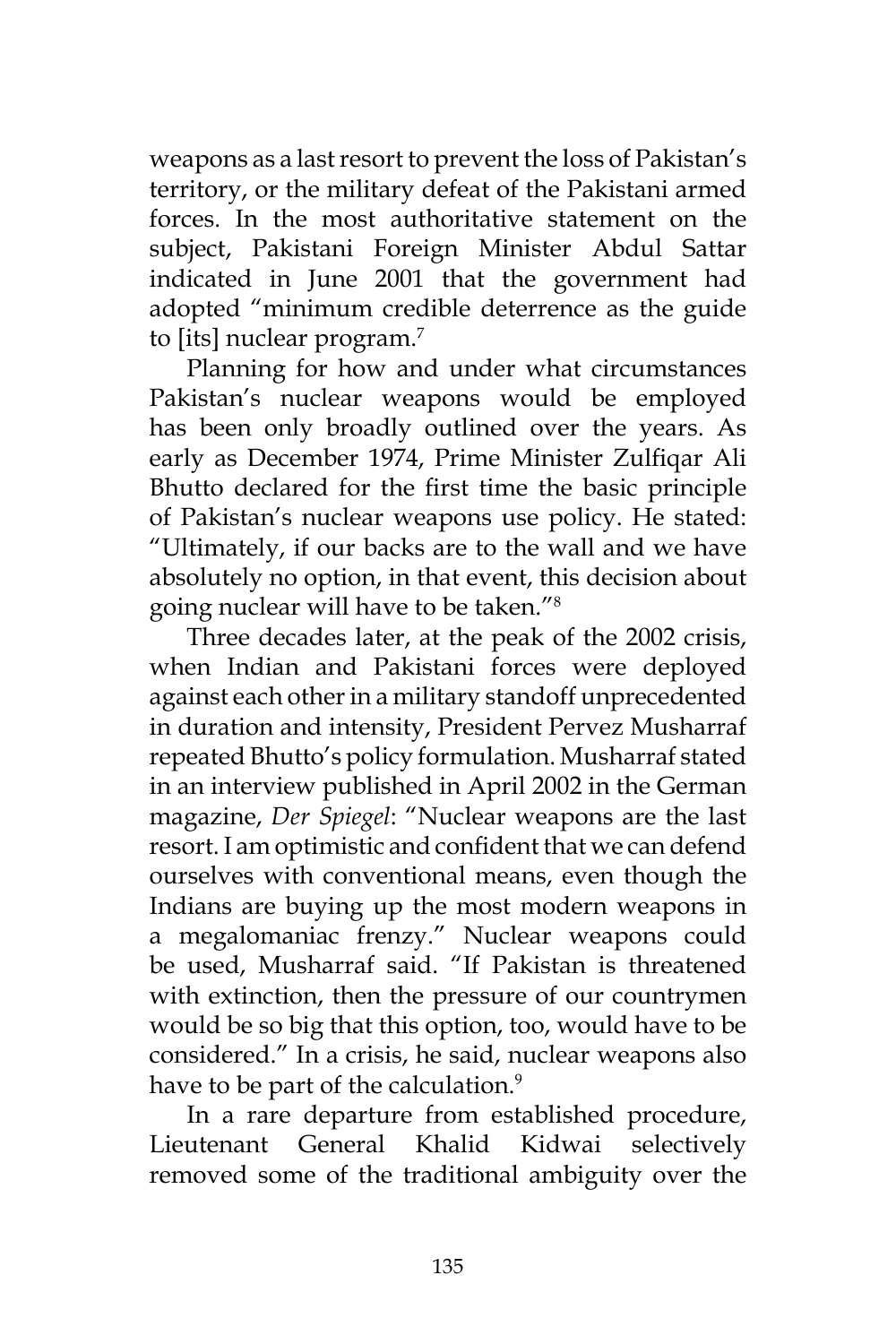weapons as a last resort to prevent the loss of Pakistan's territory, or the military defeat of the Pakistani armed forces. In the most authoritative statement on the subject, Pakistani Foreign Minister Abdul Sattar indicated in June 2001 that the government had adopted "minimum credible deterrence as the guide to [its] nuclear program.[7]

Planning for how and under what circumstances Pakistan's nuclear weapons would be employed has been only broadly outlined over the years. As early as December 1974, Prime Minister Zulfiqar Ali Bhutto declared for the first time the basic principle of Pakistan's nuclear weapons use policy. He stated: "Ultimately, if our backs are to the wall and we have absolutely no option, in that event, this decision about going nuclear will have to be taken."[8]

Three decades later, at the peak of the 2002 crisis, when Indian and Pakistani forces were deployed against each other in a military standoff unprecedented in duration and intensity, President Pervez Musharraf repeated Bhutto's policy formulation. Musharraf stated in an interview published in April 2002 in the German magazine, *Der Spiegel*: "Nuclear weapons are the last resort. I am optimistic and confident that we can defend ourselves with conventional means, even though the Indians are buying up the most modern weapons in a megalomaniac frenzy." Nuclear weapons could be used, Musharraf said. "If Pakistan is threatened with extinction, then the pressure of our countrymen would be so big that this option, too, would have to be considered." In a crisis, he said, nuclear weapons also have to be part of the calculation.[9]

In a rare departure from established procedure, Lieutenant General Khalid Kidwai selectively removed some of the traditional ambiguity over the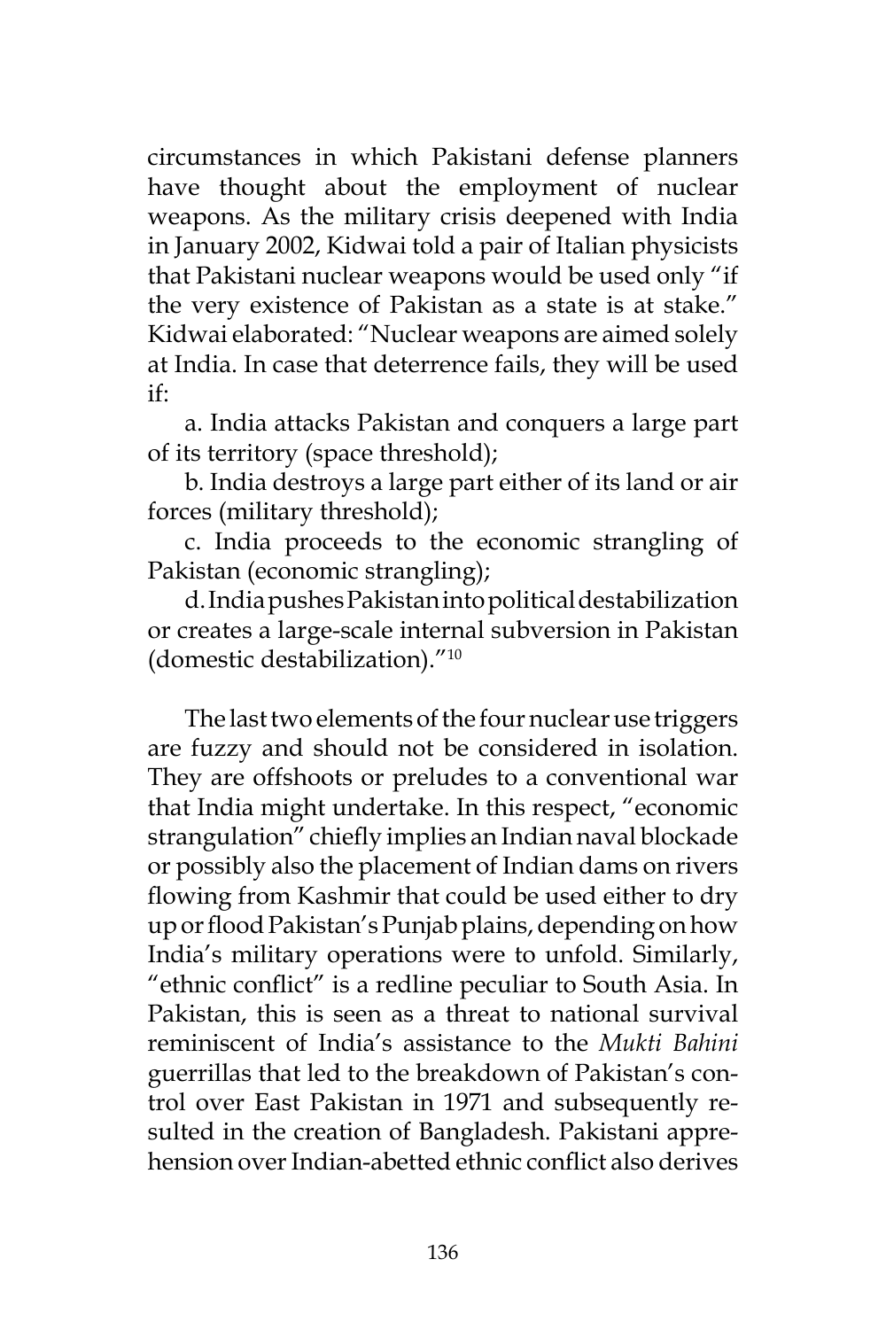circumstances in which Pakistani defense planners have thought about the employment of nuclear weapons. As the military crisis deepened with India in January 2002, Kidwai told a pair of Italian physicists that Pakistani nuclear weapons would be used only "if the very existence of Pakistan as a state is at stake." Kidwai elaborated: "Nuclear weapons are aimed solely at India. In case that deterrence fails, they will be used if:

a. India attacks Pakistan and conquers a large part of its territory (space threshold);

b. India destroys a large part either of its land or air forces (military threshold);

c. India proceeds to the economic strangling of Pakistan (economic strangling);

d. India pushes Pakistan into political destabilization or creates a large-scale internal subversion in Pakistan (domestic destabilization)."[10]

The last two elements of the four nuclear use triggers are fuzzy and should not be considered in isolation. They are offshoots or preludes to a conventional war that India might undertake. In this respect, "economic strangulation" chiefly implies an Indian naval blockade or possibly also the placement of Indian dams on rivers flowing from Kashmir that could be used either to dry up or flood Pakistan's Punjab plains, depending on how India's military operations were to unfold. Similarly, "ethnic conflict" is a redline peculiar to South Asia. In Pakistan, this is seen as a threat to national survival reminiscent of India's assistance to the *Mukti Bahini* guerrillas that led to the breakdown of Pakistan's control over East Pakistan in 1971 and subsequently resulted in the creation of Bangladesh. Pakistani apprehension over Indian-abetted ethnic conflict also derives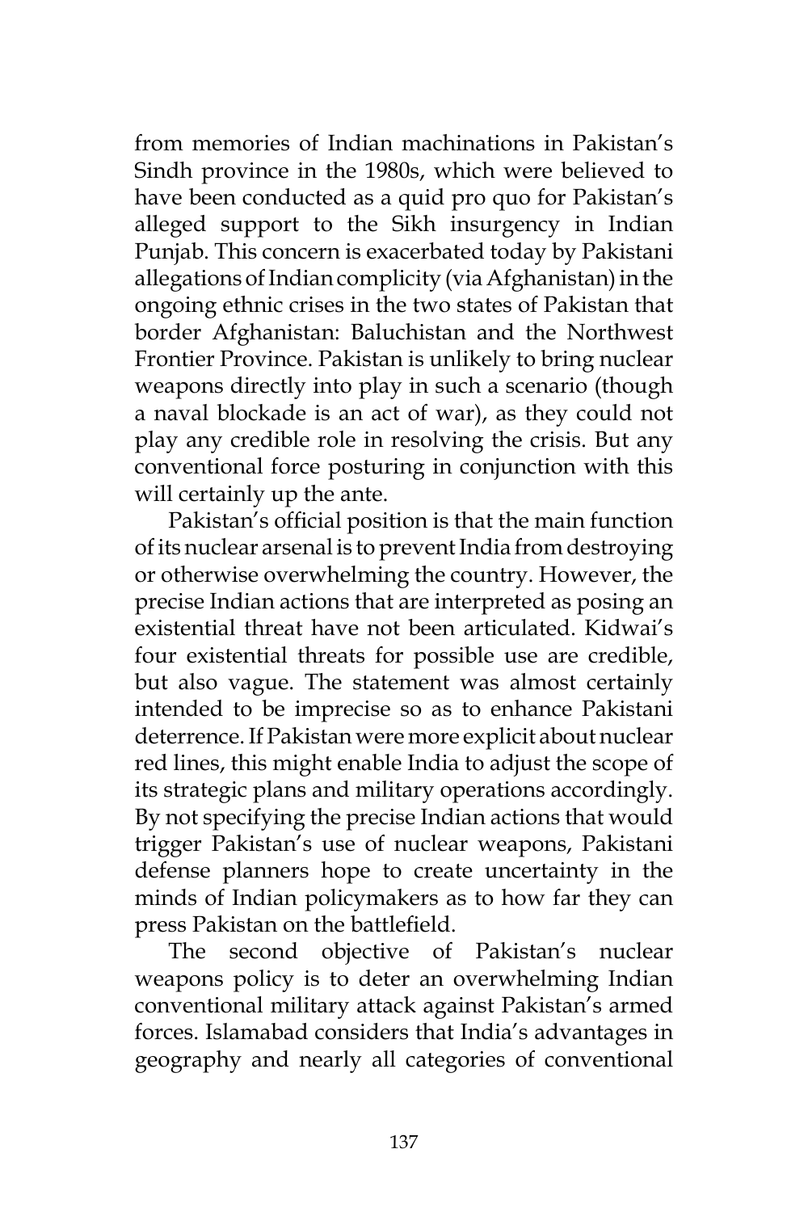from memories of Indian machinations in Pakistan's Sindh province in the 1980s, which were believed to have been conducted as a quid pro quo for Pakistan's alleged support to the Sikh insurgency in Indian Punjab. This concern is exacerbated today by Pakistani allegations of Indian complicity (via Afghanistan) in the ongoing ethnic crises in the two states of Pakistan that border Afghanistan: Baluchistan and the Northwest Frontier Province. Pakistan is unlikely to bring nuclear weapons directly into play in such a scenario (though a naval blockade is an act of war), as they could not play any credible role in resolving the crisis. But any conventional force posturing in conjunction with this will certainly up the ante.

Pakistan's official position is that the main function of its nuclear arsenal is to prevent India from destroying or otherwise overwhelming the country. However, the precise Indian actions that are interpreted as posing an existential threat have not been articulated. Kidwai's four existential threats for possible use are credible, but also vague. The statement was almost certainly intended to be imprecise so as to enhance Pakistani deterrence. If Pakistan were more explicit about nuclear red lines, this might enable India to adjust the scope of its strategic plans and military operations accordingly. By not specifying the precise Indian actions that would trigger Pakistan's use of nuclear weapons, Pakistani defense planners hope to create uncertainty in the minds of Indian policymakers as to how far they can press Pakistan on the battlefield.

The second objective of Pakistan's nuclear weapons policy is to deter an overwhelming Indian conventional military attack against Pakistan's armed forces. Islamabad considers that India's advantages in geography and nearly all categories of conventional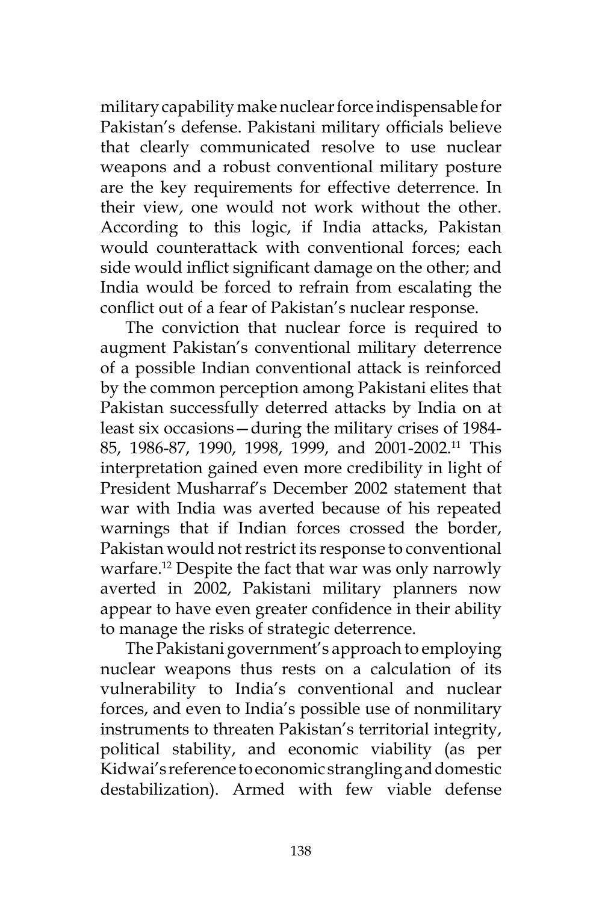military capability make nuclear force indispensable for Pakistan's defense. Pakistani military officials believe that clearly communicated resolve to use nuclear weapons and a robust conventional military posture are the key requirements for effective deterrence. In their view, one would not work without the other. According to this logic, if India attacks, Pakistan would counterattack with conventional forces; each side would inflict significant damage on the other; and India would be forced to refrain from escalating the conflict out of a fear of Pakistan's nuclear response.

The conviction that nuclear force is required to augment Pakistan's conventional military deterrence of a possible Indian conventional attack is reinforced by the common perception among Pakistani elites that Pakistan successfully deterred attacks by India on at least six occasions—during the military crises of 1984-85, 1986-87, 1990, 1998, 1999, and 2001-2002.[11] This interpretation gained even more credibility in light of President Musharraf's December 2002 statement that war with India was averted because of his repeated warnings that if Indian forces crossed the border, Pakistan would not restrict its response to conventional warfare.[12] Despite the fact that war was only narrowly averted in 2002, Pakistani military planners now appear to have even greater confidence in their ability to manage the risks of strategic deterrence.

The Pakistani government's approach to employing nuclear weapons thus rests on a calculation of its vulnerability to India's conventional and nuclear forces, and even to India's possible use of nonmilitary instruments to threaten Pakistan's territorial integrity, political stability, and economic viability (as per Kidwai's reference to economic strangling and domestic destabilization). Armed with few viable defense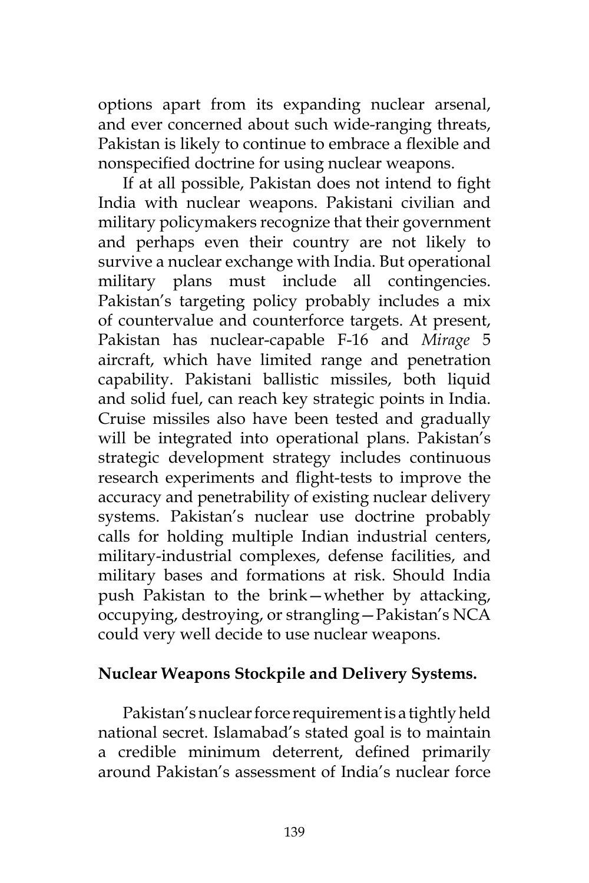options apart from its expanding nuclear arsenal, and ever concerned about such wide-ranging threats, Pakistan is likely to continue to embrace a flexible and nonspecified doctrine for using nuclear weapons.

If at all possible, Pakistan does not intend to fight India with nuclear weapons. Pakistani civilian and military policymakers recognize that their government and perhaps even their country are not likely to survive a nuclear exchange with India. But operational military plans must include all contingencies. Pakistan's targeting policy probably includes a mix of countervalue and counterforce targets. At present, Pakistan has nuclear-capable F-16 and *Mirage* 5 aircraft, which have limited range and penetration capability. Pakistani ballistic missiles, both liquid and solid fuel, can reach key strategic points in India. Cruise missiles also have been tested and gradually will be integrated into operational plans. Pakistan's strategic development strategy includes continuous research experiments and flight-tests to improve the accuracy and penetrability of existing nuclear delivery systems. Pakistan's nuclear use doctrine probably calls for holding multiple Indian industrial centers, military-industrial complexes, defense facilities, and military bases and formations at risk. Should India push Pakistan to the brink—whether by attacking, occupying, destroying, or strangling—Pakistan's NCA could very well decide to use nuclear weapons.

**Nuclear Weapons Stockpile and Delivery Systems.**

Pakistan's nuclear force requirement is a tightly held national secret. Islamabad's stated goal is to maintain a credible minimum deterrent, defined primarily around Pakistan's assessment of India's nuclear force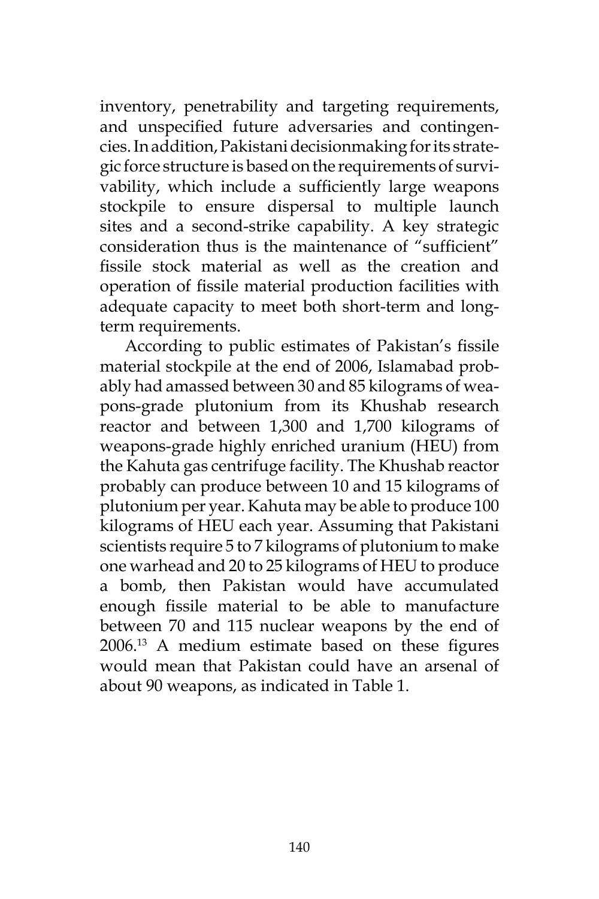inventory, penetrability and targeting requirements, and unspecified future adversaries and contingencies. In addition, Pakistani decisionmaking for its strategic force structure is based on the requirements of survivability, which include a sufficiently large weapons stockpile to ensure dispersal to multiple launch sites and a second-strike capability. A key strategic consideration thus is the maintenance of "sufficient" fissile stock material as well as the creation and operation of fissile material production facilities with adequate capacity to meet both short-term and long-term requirements.

According to public estimates of Pakistan's fissile material stockpile at the end of 2006, Islamabad probably had amassed between 30 and 85 kilograms of weapons-grade plutonium from its Khushab research reactor and between 1,300 and 1,700 kilograms of weapons-grade highly enriched uranium (HEU) from the Kahuta gas centrifuge facility. The Khushab reactor probably can produce between 10 and 15 kilograms of plutonium per year. Kahuta may be able to produce 100 kilograms of HEU each year. Assuming that Pakistani scientists require 5 to 7 kilograms of plutonium to make one warhead and 20 to 25 kilograms of HEU to produce a bomb, then Pakistan would have accumulated enough fissile material to be able to manufacture between 70 and 115 nuclear weapons by the end of 2006.[13] A medium estimate based on these figures would mean that Pakistan could have an arsenal of about 90 weapons, as indicated in Table 1.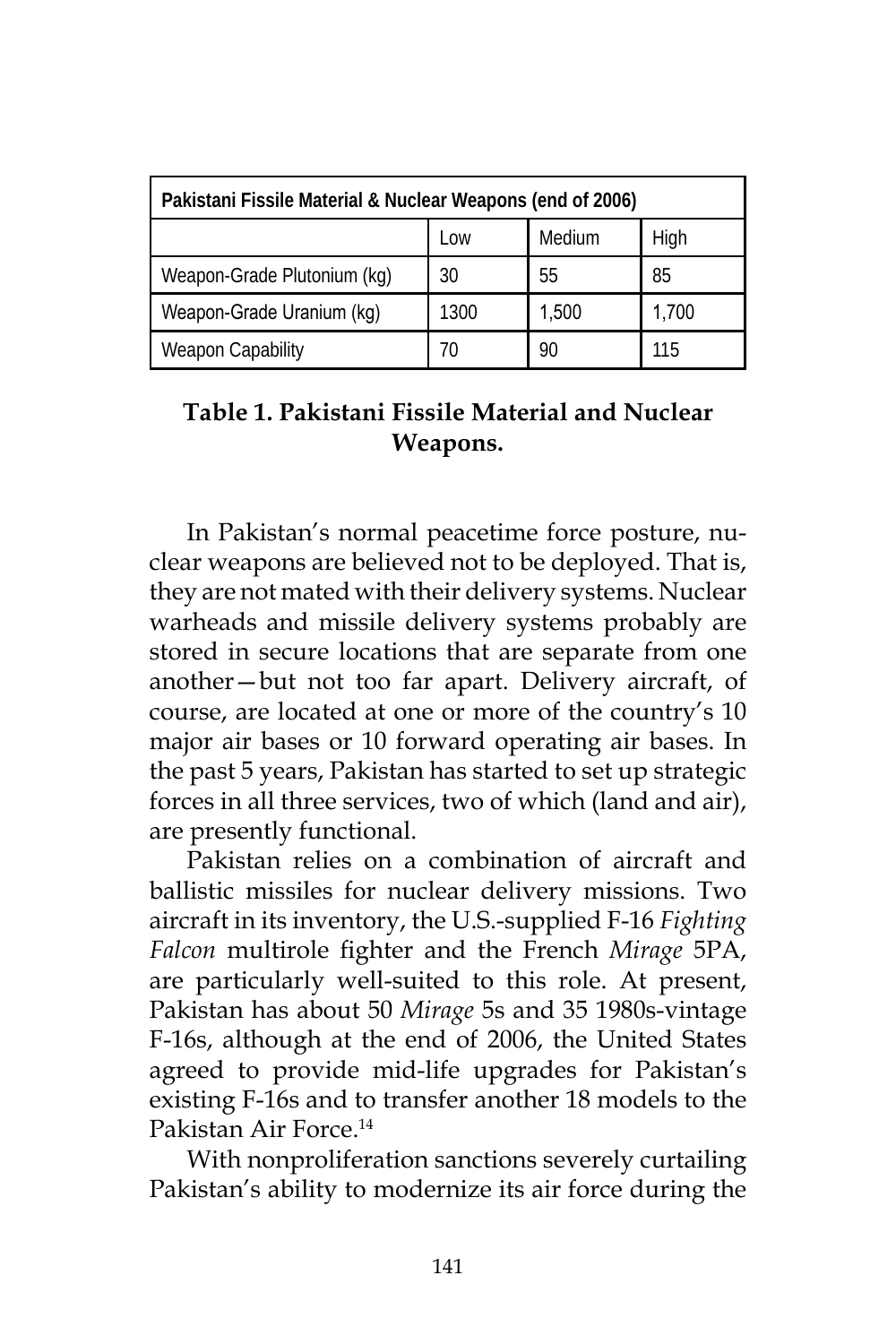| Pakistani Fissile Material & Nuclear Weapons (end of 2006) | | | |
|---|---|---|---|
| | Low | Medium | High |
| Weapon-Grade Plutonium (kg) | 30 | 55 | 85 |
| Weapon-Grade Uranium (kg) | 1300 | 1,500 | 1,700 |
| Weapon Capability | 70 | 90 | 115 |

**Table 1. Pakistani Fissile Material and Nuclear Weapons.**

In Pakistan's normal peacetime force posture, nuclear weapons are believed not to be deployed. That is, they are not mated with their delivery systems. Nuclear warheads and missile delivery systems probably are stored in secure locations that are separate from one another—but not too far apart. Delivery aircraft, of course, are located at one or more of the country's 10 major air bases or 10 forward operating air bases. In the past 5 years, Pakistan has started to set up strategic forces in all three services, two of which (land and air), are presently functional.

Pakistan relies on a combination of aircraft and ballistic missiles for nuclear delivery missions. Two aircraft in its inventory, the U.S.-supplied F-16 *Fighting Falcon* multirole fighter and the French *Mirage* 5PA, are particularly well-suited to this role. At present, Pakistan has about 50 *Mirage* 5s and 35 1980s-vintage F-16s, although at the end of 2006, the United States agreed to provide mid-life upgrades for Pakistan's existing F-16s and to transfer another 18 models to the Pakistan Air Force.[14]

With nonproliferation sanctions severely curtailing Pakistan's ability to modernize its air force during the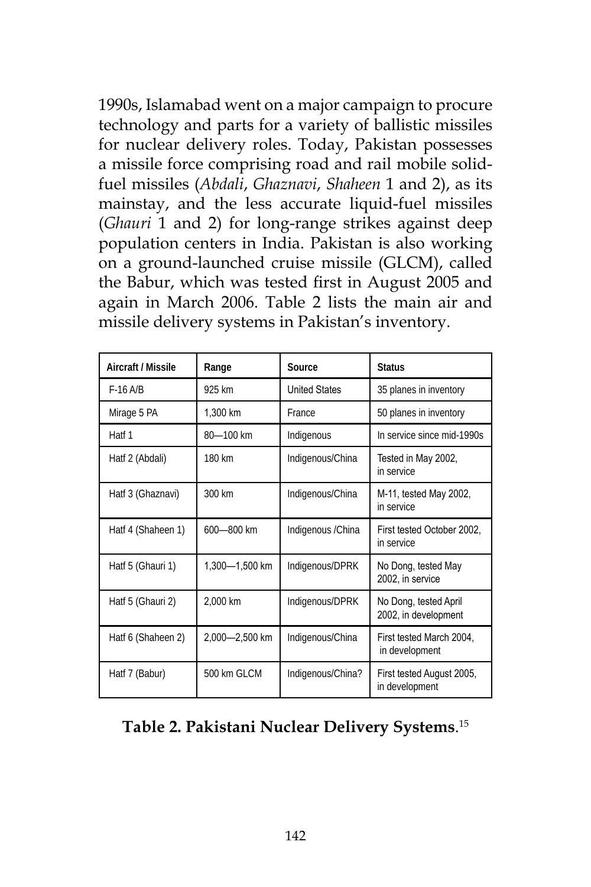1990s, Islamabad went on a major campaign to procure technology and parts for a variety of ballistic missiles for nuclear delivery roles. Today, Pakistan possesses a missile force comprising road and rail mobile solid-fuel missiles (*Abdali*, *Ghaznavi*, *Shaheen* 1 and 2), as its mainstay, and the less accurate liquid-fuel missiles (*Ghauri* 1 and 2) for long-range strikes against deep population centers in India. Pakistan is also working on a ground-launched cruise missile (GLCM), called the Babur, which was tested first in August 2005 and again in March 2006. Table 2 lists the main air and missile delivery systems in Pakistan's inventory.

| Aircraft / Missile | Range | Source | Status |
|---|---|---|---|
| F-16 A/B | 925 km | United States | 35 planes in inventory |
| Mirage 5 PA | 1,300 km | France | 50 planes in inventory |
| Hatf 1 | 80—100 km | Indigenous | In service since mid-1990s |
| Hatf 2 (Abdali) | 180 km | Indigenous/China | Tested in May 2002, in service |
| Hatf 3 (Ghaznavi) | 300 km | Indigenous/China | M-11, tested May 2002, in service |
| Hatf 4 (Shaheen 1) | 600—800 km | Indigenous /China | First tested October 2002, in service |
| Hatf 5 (Ghauri 1) | 1,300—1,500 km | Indigenous/DPRK | No Dong, tested May 2002, in service |
| Hatf 5 (Ghauri 2) | 2,000 km | Indigenous/DPRK | No Dong, tested April 2002, in development |
| Hatf 6 (Shaheen 2) | 2,000—2,500 km | Indigenous/China | First tested March 2004, in development |
| Hatf 7 (Babur) | 500 km GLCM | Indigenous/China? | First tested August 2005, in development |

**Table 2. Pakistani Nuclear Delivery Systems**.[15]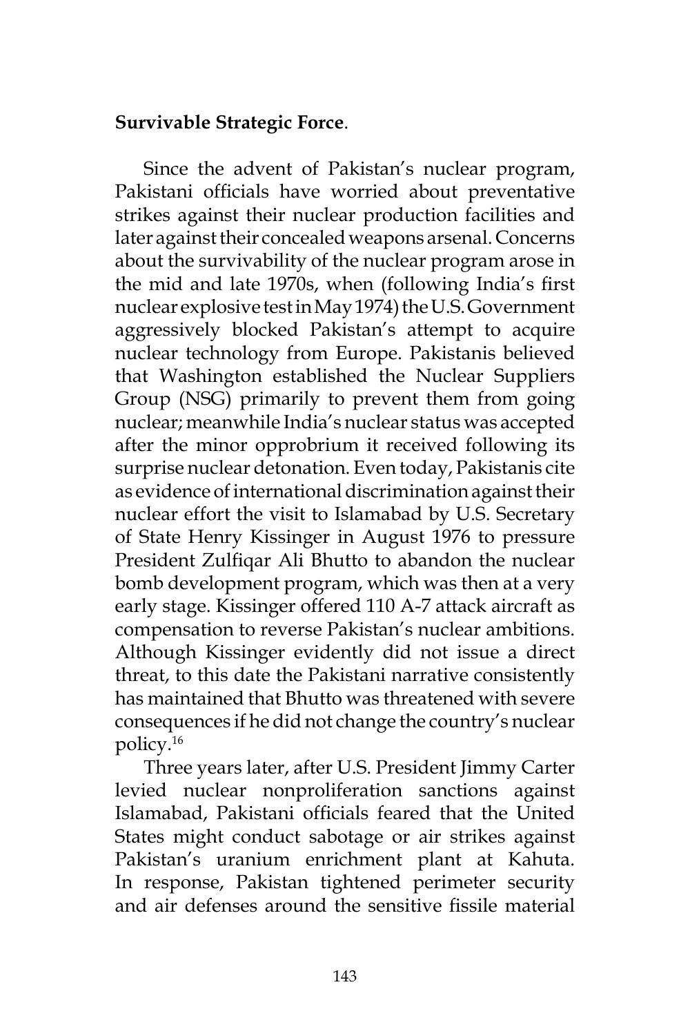**Survivable Strategic Force**.

Since the advent of Pakistan's nuclear program, Pakistani officials have worried about preventative strikes against their nuclear production facilities and later against their concealed weapons arsenal. Concerns about the survivability of the nuclear program arose in the mid and late 1970s, when (following India's first nuclear explosive test in May 1974) the U.S. Government aggressively blocked Pakistan's attempt to acquire nuclear technology from Europe. Pakistanis believed that Washington established the Nuclear Suppliers Group (NSG) primarily to prevent them from going nuclear; meanwhile India's nuclear status was accepted after the minor opprobrium it received following its surprise nuclear detonation. Even today, Pakistanis cite as evidence of international discrimination against their nuclear effort the visit to Islamabad by U.S. Secretary of State Henry Kissinger in August 1976 to pressure President Zulfiqar Ali Bhutto to abandon the nuclear bomb development program, which was then at a very early stage. Kissinger offered 110 A-7 attack aircraft as compensation to reverse Pakistan's nuclear ambitions. Although Kissinger evidently did not issue a direct threat, to this date the Pakistani narrative consistently has maintained that Bhutto was threatened with severe consequences if he did not change the country's nuclear policy.[16]

Three years later, after U.S. President Jimmy Carter levied nuclear nonproliferation sanctions against Islamabad, Pakistani officials feared that the United States might conduct sabotage or air strikes against Pakistan's uranium enrichment plant at Kahuta. In response, Pakistan tightened perimeter security and air defenses around the sensitive fissile material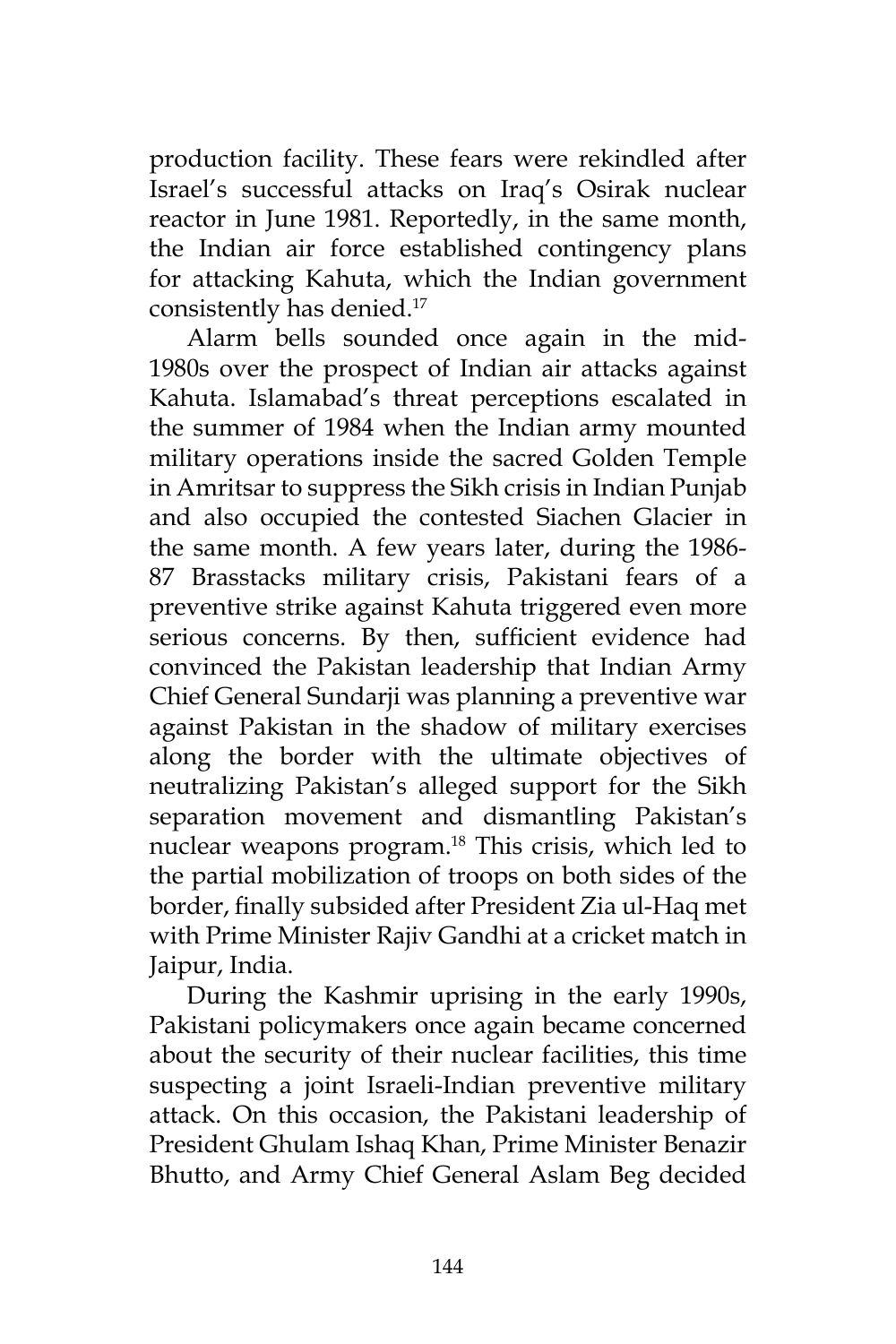production facility. These fears were rekindled after Israel's successful attacks on Iraq's Osirak nuclear reactor in June 1981. Reportedly, in the same month, the Indian air force established contingency plans for attacking Kahuta, which the Indian government consistently has denied.[17]

Alarm bells sounded once again in the mid-1980s over the prospect of Indian air attacks against Kahuta. Islamabad's threat perceptions escalated in the summer of 1984 when the Indian army mounted military operations inside the sacred Golden Temple in Amritsar to suppress the Sikh crisis in Indian Punjab and also occupied the contested Siachen Glacier in the same month. A few years later, during the 1986-87 Brasstacks military crisis, Pakistani fears of a preventive strike against Kahuta triggered even more serious concerns. By then, sufficient evidence had convinced the Pakistan leadership that Indian Army Chief General Sundarji was planning a preventive war against Pakistan in the shadow of military exercises along the border with the ultimate objectives of neutralizing Pakistan's alleged support for the Sikh separation movement and dismantling Pakistan's nuclear weapons program.[18] This crisis, which led to the partial mobilization of troops on both sides of the border, finally subsided after President Zia ul-Haq met with Prime Minister Rajiv Gandhi at a cricket match in Jaipur, India.

During the Kashmir uprising in the early 1990s, Pakistani policymakers once again became concerned about the security of their nuclear facilities, this time suspecting a joint Israeli-Indian preventive military attack. On this occasion, the Pakistani leadership of President Ghulam Ishaq Khan, Prime Minister Benazir Bhutto, and Army Chief General Aslam Beg decided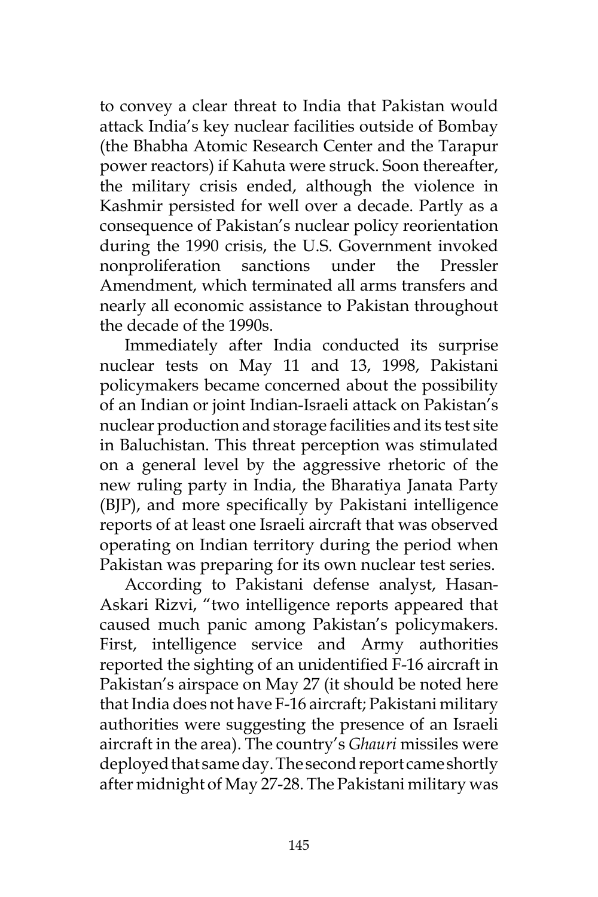to convey a clear threat to India that Pakistan would attack India's key nuclear facilities outside of Bombay (the Bhabha Atomic Research Center and the Tarapur power reactors) if Kahuta were struck. Soon thereafter, the military crisis ended, although the violence in Kashmir persisted for well over a decade. Partly as a consequence of Pakistan's nuclear policy reorientation during the 1990 crisis, the U.S. Government invoked nonproliferation sanctions under the Pressler Amendment, which terminated all arms transfers and nearly all economic assistance to Pakistan throughout the decade of the 1990s.

Immediately after India conducted its surprise nuclear tests on May 11 and 13, 1998, Pakistani policymakers became concerned about the possibility of an Indian or joint Indian-Israeli attack on Pakistan's nuclear production and storage facilities and its test site in Baluchistan. This threat perception was stimulated on a general level by the aggressive rhetoric of the new ruling party in India, the Bharatiya Janata Party (BJP), and more specifically by Pakistani intelligence reports of at least one Israeli aircraft that was observed operating on Indian territory during the period when Pakistan was preparing for its own nuclear test series.

According to Pakistani defense analyst, Hasan-Askari Rizvi, "two intelligence reports appeared that caused much panic among Pakistan's policymakers. First, intelligence service and Army authorities reported the sighting of an unidentified F-16 aircraft in Pakistan's airspace on May 27 (it should be noted here that India does not have F-16 aircraft; Pakistani military authorities were suggesting the presence of an Israeli aircraft in the area). The country's *Ghauri* missiles were deployed that same day. The second report came shortly after midnight of May 27-28. The Pakistani military was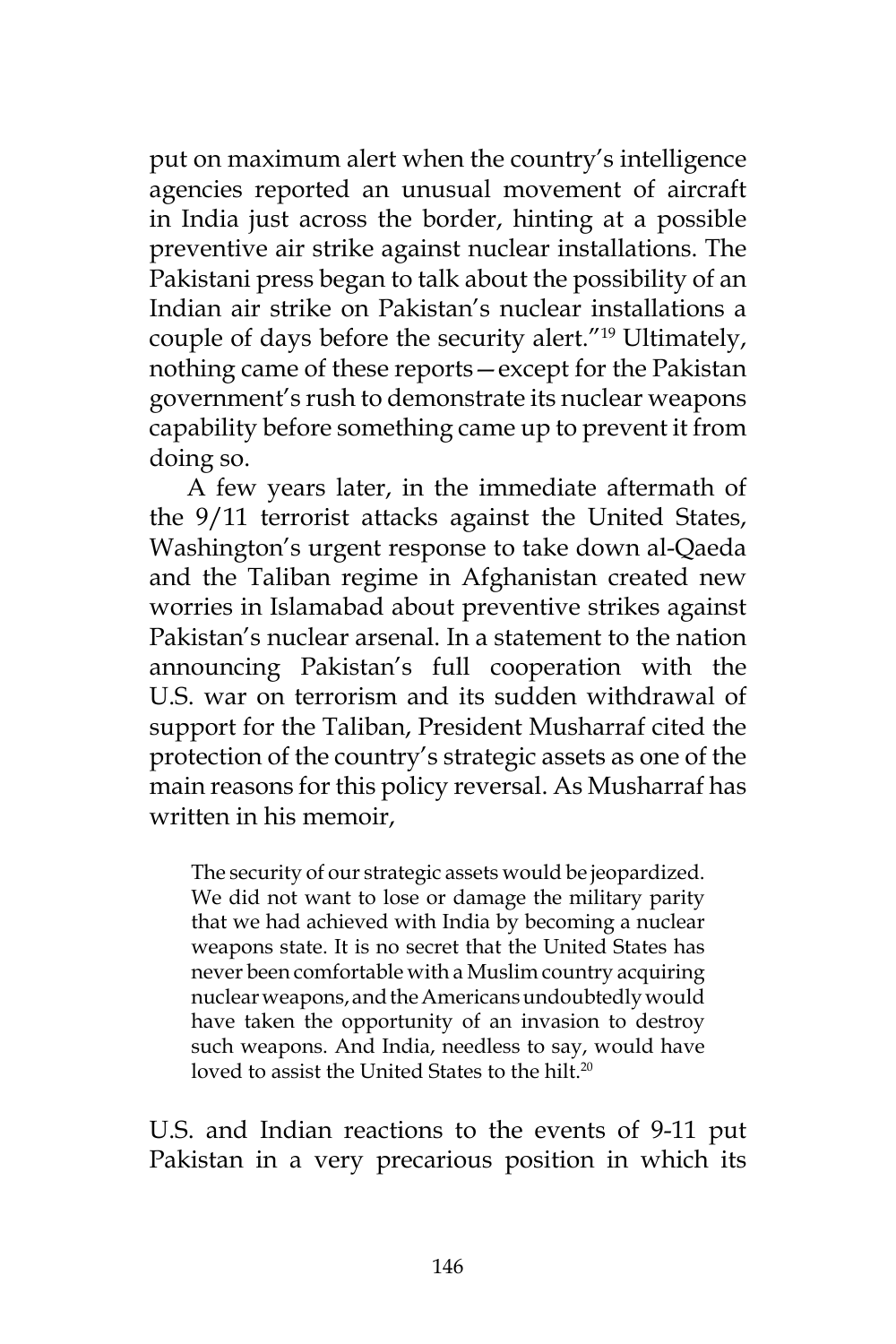put on maximum alert when the country's intelligence agencies reported an unusual movement of aircraft in India just across the border, hinting at a possible preventive air strike against nuclear installations. The Pakistani press began to talk about the possibility of an Indian air strike on Pakistan's nuclear installations a couple of days before the security alert."[19] Ultimately, nothing came of these reports—except for the Pakistan government's rush to demonstrate its nuclear weapons capability before something came up to prevent it from doing so.

A few years later, in the immediate aftermath of the 9/11 terrorist attacks against the United States, Washington's urgent response to take down al-Qaeda and the Taliban regime in Afghanistan created new worries in Islamabad about preventive strikes against Pakistan's nuclear arsenal. In a statement to the nation announcing Pakistan's full cooperation with the U.S. war on terrorism and its sudden withdrawal of support for the Taliban, President Musharraf cited the protection of the country's strategic assets as one of the main reasons for this policy reversal. As Musharraf has written in his memoir,

> The security of our strategic assets would be jeopardized. We did not want to lose or damage the military parity that we had achieved with India by becoming a nuclear weapons state. It is no secret that the United States has never been comfortable with a Muslim country acquiring nuclear weapons, and the Americans undoubtedly would have taken the opportunity of an invasion to destroy such weapons. And India, needless to say, would have loved to assist the United States to the hilt.[20]

U.S. and Indian reactions to the events of 9-11 put Pakistan in a very precarious position in which its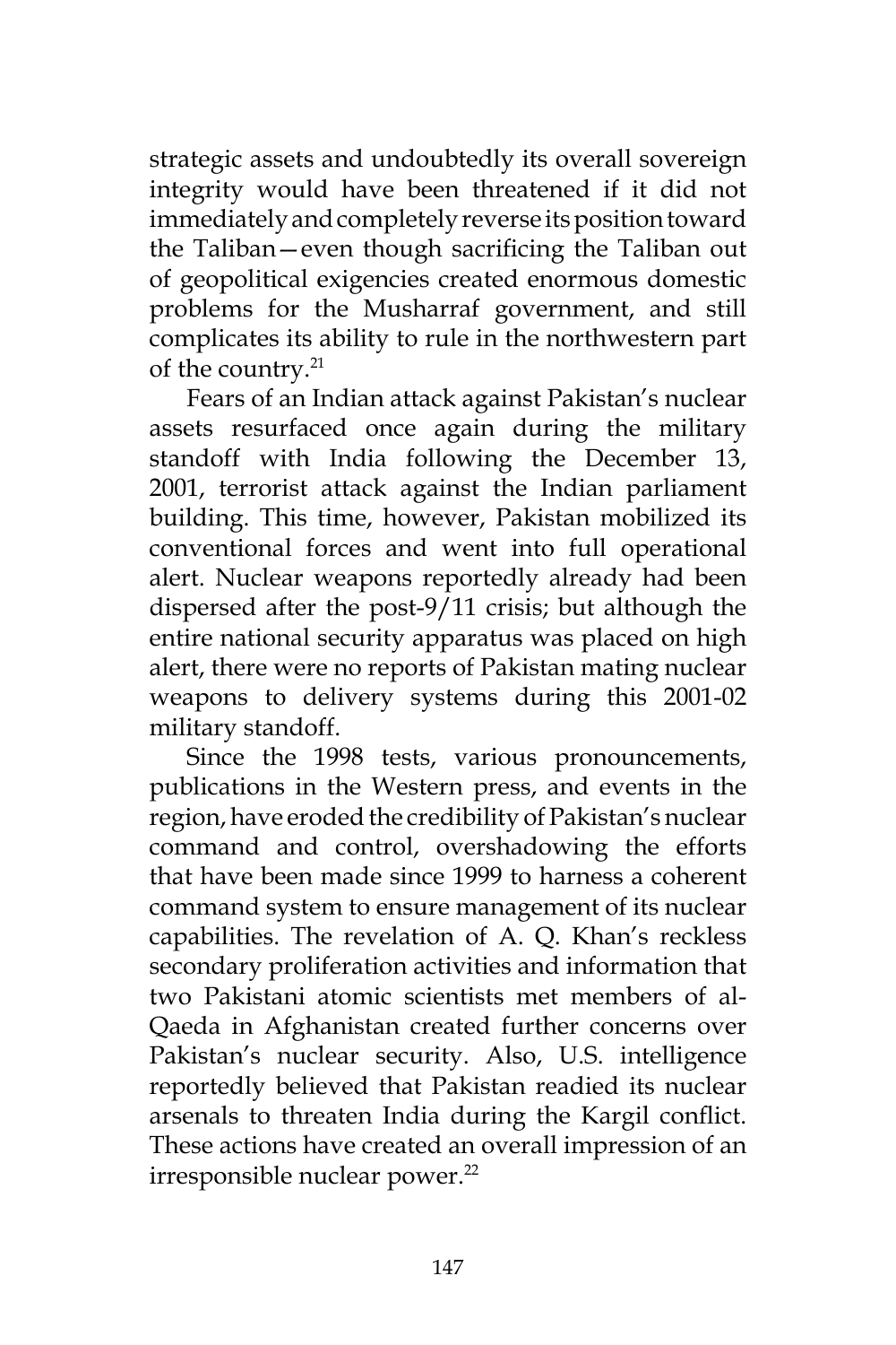strategic assets and undoubtedly its overall sovereign integrity would have been threatened if it did not immediately and completely reverse its position toward the Taliban—even though sacrificing the Taliban out of geopolitical exigencies created enormous domestic problems for the Musharraf government, and still complicates its ability to rule in the northwestern part of the country.[21]

Fears of an Indian attack against Pakistan's nuclear assets resurfaced once again during the military standoff with India following the December 13, 2001, terrorist attack against the Indian parliament building. This time, however, Pakistan mobilized its conventional forces and went into full operational alert. Nuclear weapons reportedly already had been dispersed after the post-9/11 crisis; but although the entire national security apparatus was placed on high alert, there were no reports of Pakistan mating nuclear weapons to delivery systems during this 2001-02 military standoff.

Since the 1998 tests, various pronouncements, publications in the Western press, and events in the region, have eroded the credibility of Pakistan's nuclear command and control, overshadowing the efforts that have been made since 1999 to harness a coherent command system to ensure management of its nuclear capabilities. The revelation of A. Q. Khan's reckless secondary proliferation activities and information that two Pakistani atomic scientists met members of al-Qaeda in Afghanistan created further concerns over Pakistan's nuclear security. Also, U.S. intelligence reportedly believed that Pakistan readied its nuclear arsenals to threaten India during the Kargil conflict. These actions have created an overall impression of an irresponsible nuclear power.[22]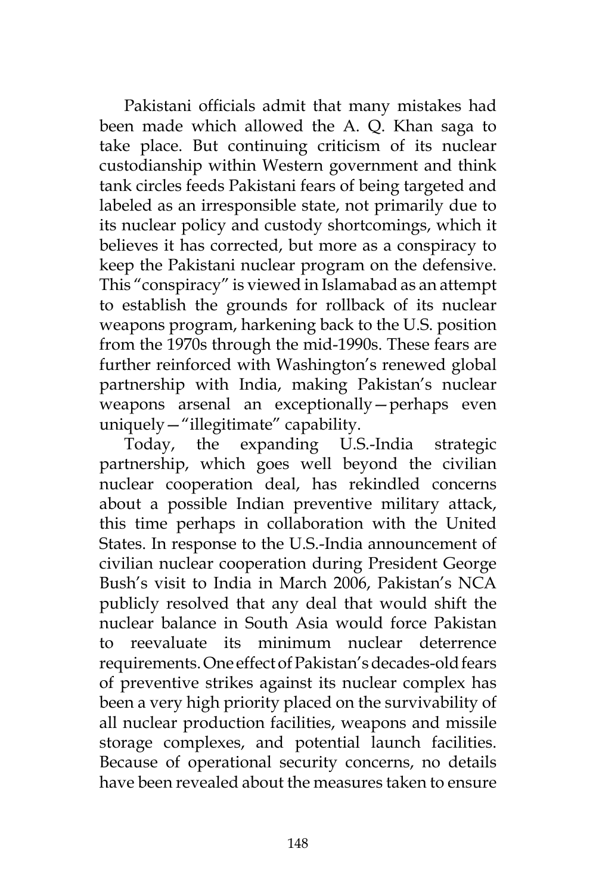Pakistani officials admit that many mistakes had been made which allowed the A. Q. Khan saga to take place. But continuing criticism of its nuclear custodianship within Western government and think tank circles feeds Pakistani fears of being targeted and labeled as an irresponsible state, not primarily due to its nuclear policy and custody shortcomings, which it believes it has corrected, but more as a conspiracy to keep the Pakistani nuclear program on the defensive. This "conspiracy" is viewed in Islamabad as an attempt to establish the grounds for rollback of its nuclear weapons program, harkening back to the U.S. position from the 1970s through the mid-1990s. These fears are further reinforced with Washington's renewed global partnership with India, making Pakistan's nuclear weapons arsenal an exceptionally—perhaps even uniquely—"illegitimate" capability.

Today, the expanding U.S.-India strategic partnership, which goes well beyond the civilian nuclear cooperation deal, has rekindled concerns about a possible Indian preventive military attack, this time perhaps in collaboration with the United States. In response to the U.S.-India announcement of civilian nuclear cooperation during President George Bush's visit to India in March 2006, Pakistan's NCA publicly resolved that any deal that would shift the nuclear balance in South Asia would force Pakistan to reevaluate its minimum nuclear deterrence requirements. One effect of Pakistan's decades-old fears of preventive strikes against its nuclear complex has been a very high priority placed on the survivability of all nuclear production facilities, weapons and missile storage complexes, and potential launch facilities. Because of operational security concerns, no details have been revealed about the measures taken to ensure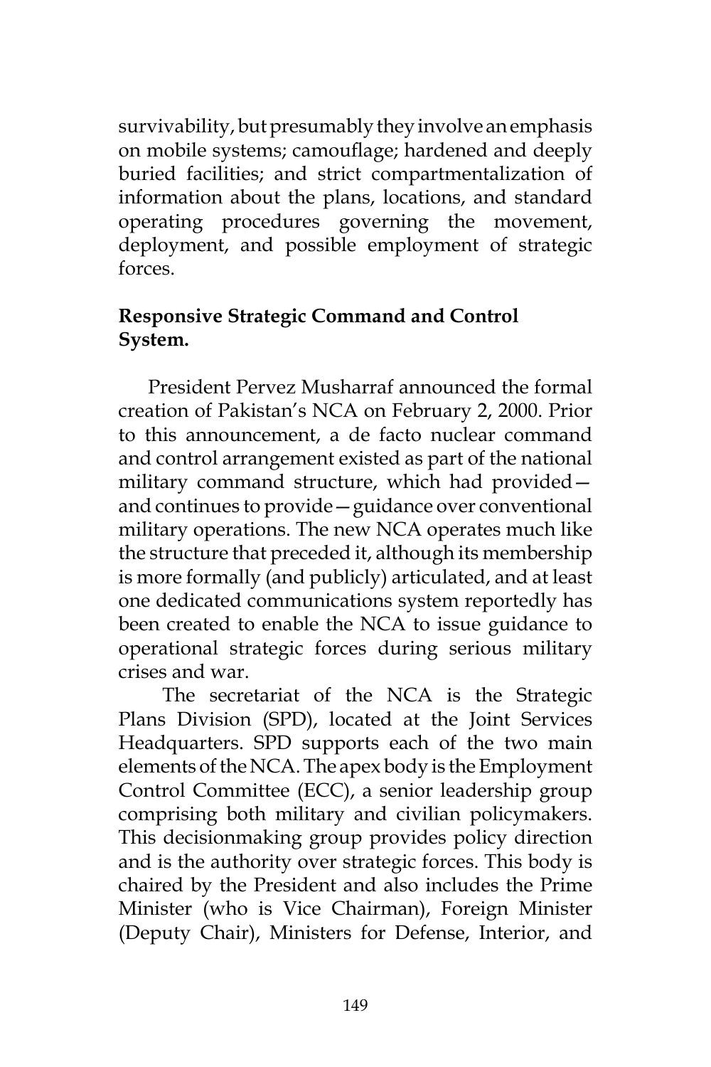survivability, but presumably they involve an emphasis on mobile systems; camouflage; hardened and deeply buried facilities; and strict compartmentalization of information about the plans, locations, and standard operating procedures governing the movement, deployment, and possible employment of strategic forces.

**Responsive Strategic Command and Control System.**

President Pervez Musharraf announced the formal creation of Pakistan's NCA on February 2, 2000. Prior to this announcement, a de facto nuclear command and control arrangement existed as part of the national military command structure, which had provided—and continues to provide—guidance over conventional military operations. The new NCA operates much like the structure that preceded it, although its membership is more formally (and publicly) articulated, and at least one dedicated communications system reportedly has been created to enable the NCA to issue guidance to operational strategic forces during serious military crises and war.

The secretariat of the NCA is the Strategic Plans Division (SPD), located at the Joint Services Headquarters. SPD supports each of the two main elements of the NCA. The apex body is the Employment Control Committee (ECC), a senior leadership group comprising both military and civilian policymakers. This decisionmaking group provides policy direction and is the authority over strategic forces. This body is chaired by the President and also includes the Prime Minister (who is Vice Chairman), Foreign Minister (Deputy Chair), Ministers for Defense, Interior, and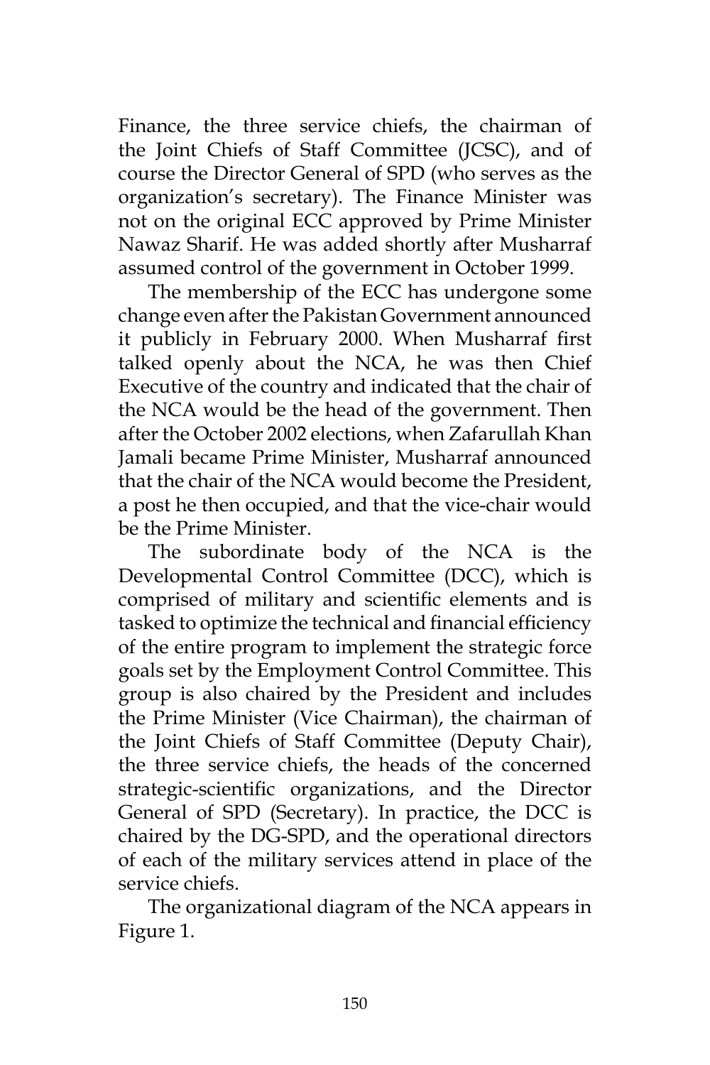Finance, the three service chiefs, the chairman of the Joint Chiefs of Staff Committee (JCSC), and of course the Director General of SPD (who serves as the organization's secretary). The Finance Minister was not on the original ECC approved by Prime Minister Nawaz Sharif. He was added shortly after Musharraf assumed control of the government in October 1999.

The membership of the ECC has undergone some change even after the Pakistan Government announced it publicly in February 2000. When Musharraf first talked openly about the NCA, he was then Chief Executive of the country and indicated that the chair of the NCA would be the head of the government. Then after the October 2002 elections, when Zafarullah Khan Jamali became Prime Minister, Musharraf announced that the chair of the NCA would become the President, a post he then occupied, and that the vice-chair would be the Prime Minister.

The subordinate body of the NCA is the Developmental Control Committee (DCC), which is comprised of military and scientific elements and is tasked to optimize the technical and financial efficiency of the entire program to implement the strategic force goals set by the Employment Control Committee. This group is also chaired by the President and includes the Prime Minister (Vice Chairman), the chairman of the Joint Chiefs of Staff Committee (Deputy Chair), the three service chiefs, the heads of the concerned strategic-scientific organizations, and the Director General of SPD (Secretary). In practice, the DCC is chaired by the DG-SPD, and the operational directors of each of the military services attend in place of the service chiefs.

The organizational diagram of the NCA appears in Figure 1.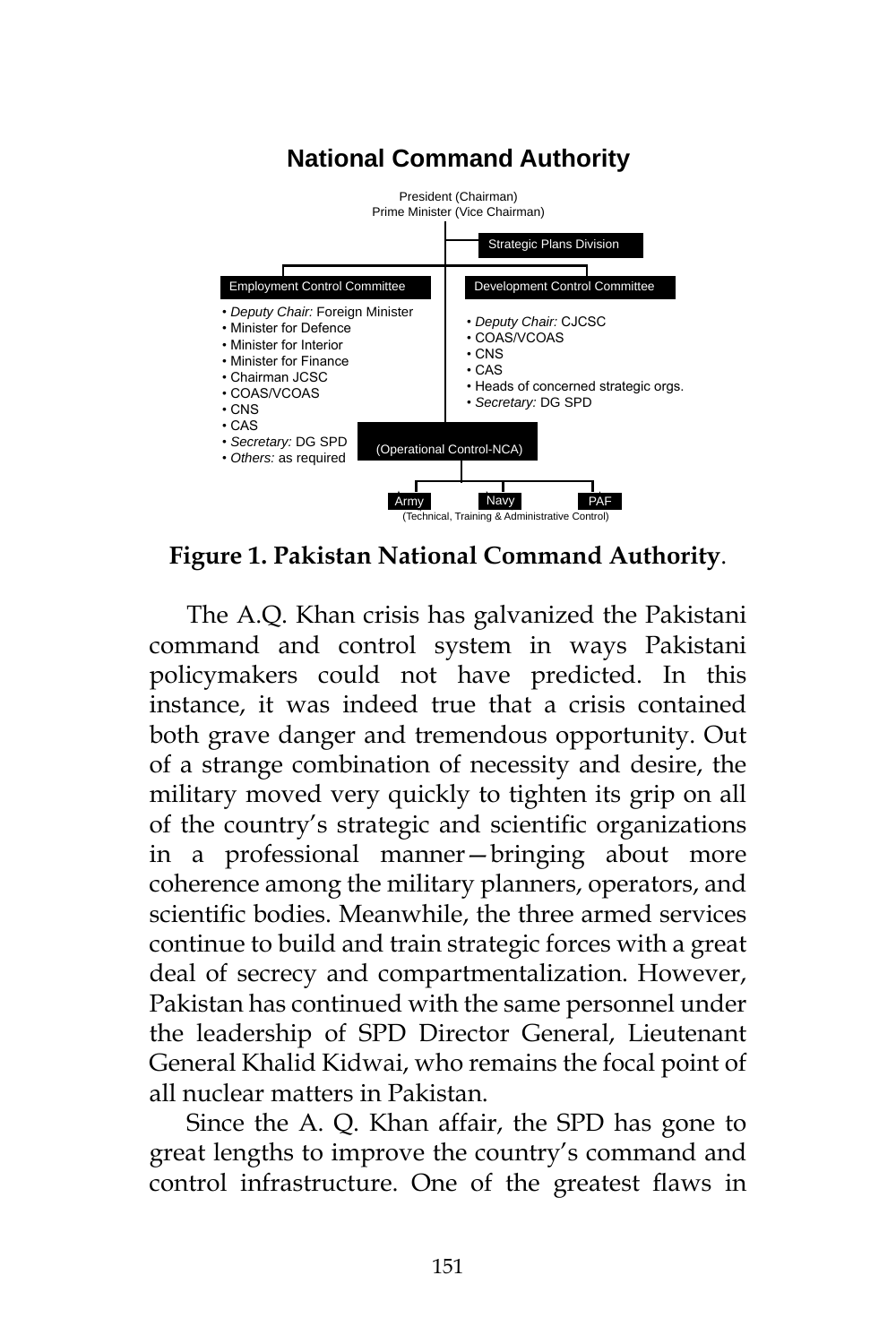## National Command Authority

President (Chairman)
Prime Minister (Vice Chairman)

Strategic Plans Division

**Employment Control Committee**

- *Deputy Chair:* Foreign Minister
- Minister for Defence
- Minister for Interior
- Minister for Finance
- Chairman JCSC
- COAS/VCOAS
- CNS
- CAS
- *Secretary:* DG SPD
- *Others:* as required

**Development Control Committee**

- *Deputy Chair:* CJCSC
- COAS/VCOAS
- CNS
- CAS
- Heads of concerned strategic orgs.
- *Secretary:* DG SPD

(Operational Control-NCA)

Army | Navy | PAF
(Technical, Training & Administrative Control)

**Figure 1. Pakistan National Command Authority**.

The A.Q. Khan crisis has galvanized the Pakistani command and control system in ways Pakistani policymakers could not have predicted. In this instance, it was indeed true that a crisis contained both grave danger and tremendous opportunity. Out of a strange combination of necessity and desire, the military moved very quickly to tighten its grip on all of the country's strategic and scientific organizations in a professional manner—bringing about more coherence among the military planners, operators, and scientific bodies. Meanwhile, the three armed services continue to build and train strategic forces with a great deal of secrecy and compartmentalization. However, Pakistan has continued with the same personnel under the leadership of SPD Director General, Lieutenant General Khalid Kidwai, who remains the focal point of all nuclear matters in Pakistan.

Since the A. Q. Khan affair, the SPD has gone to great lengths to improve the country's command and control infrastructure. One of the greatest flaws in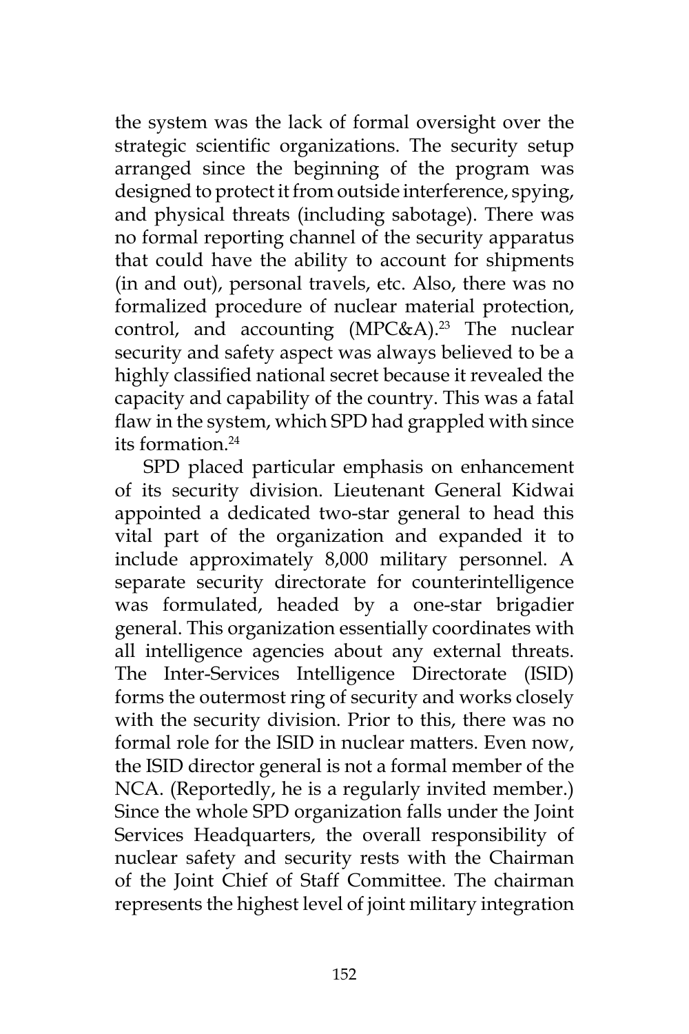the system was the lack of formal oversight over the strategic scientific organizations. The security setup arranged since the beginning of the program was designed to protect it from outside interference, spying, and physical threats (including sabotage). There was no formal reporting channel of the security apparatus that could have the ability to account for shipments (in and out), personal travels, etc. Also, there was no formalized procedure of nuclear material protection, control, and accounting (MPC&A).[23] The nuclear security and safety aspect was always believed to be a highly classified national secret because it revealed the capacity and capability of the country. This was a fatal flaw in the system, which SPD had grappled with since its formation.[24]

SPD placed particular emphasis on enhancement of its security division. Lieutenant General Kidwai appointed a dedicated two-star general to head this vital part of the organization and expanded it to include approximately 8,000 military personnel. A separate security directorate for counterintelligence was formulated, headed by a one-star brigadier general. This organization essentially coordinates with all intelligence agencies about any external threats. The Inter-Services Intelligence Directorate (ISID) forms the outermost ring of security and works closely with the security division. Prior to this, there was no formal role for the ISID in nuclear matters. Even now, the ISID director general is not a formal member of the NCA. (Reportedly, he is a regularly invited member.) Since the whole SPD organization falls under the Joint Services Headquarters, the overall responsibility of nuclear safety and security rests with the Chairman of the Joint Chief of Staff Committee. The chairman represents the highest level of joint military integration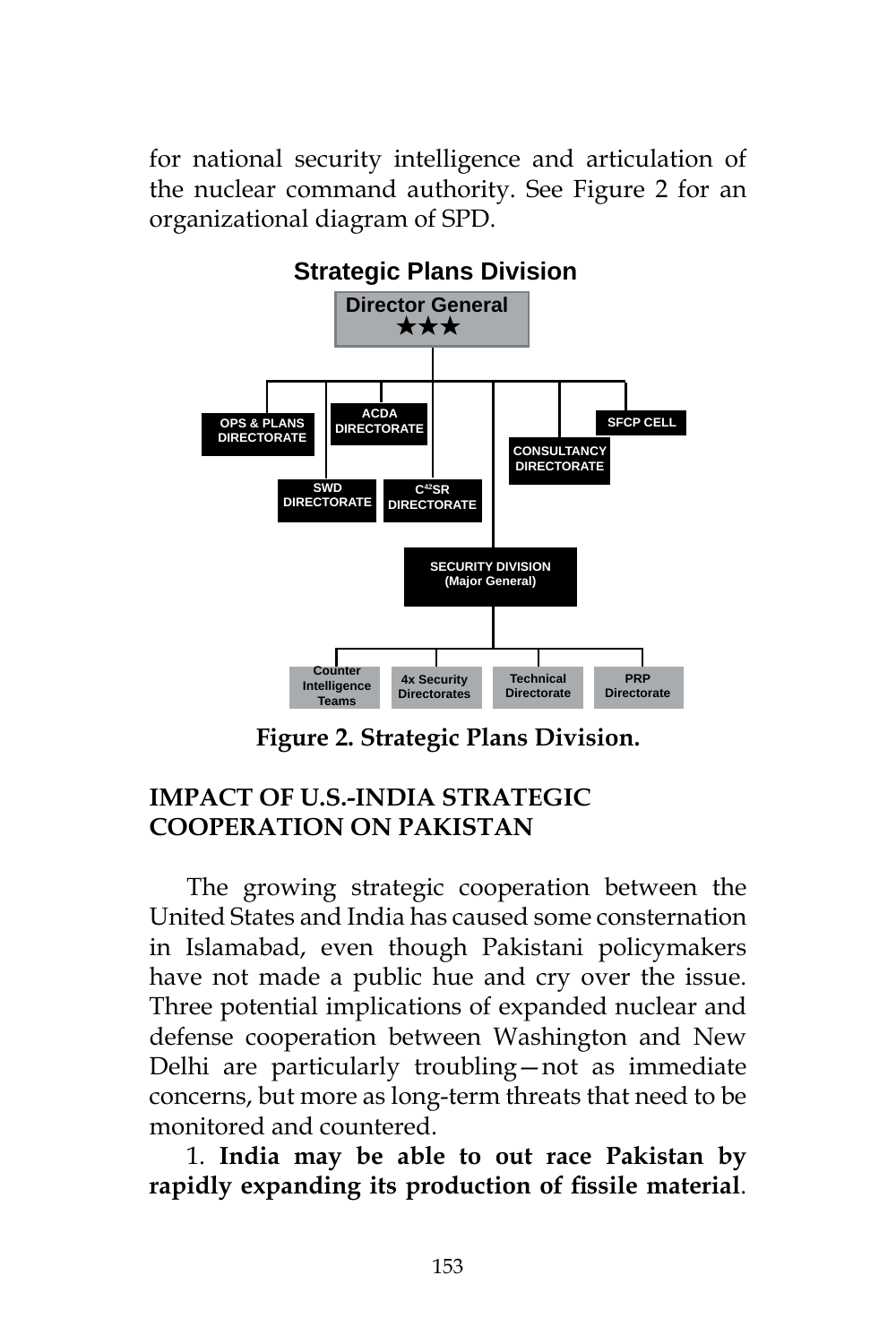for national security intelligence and articulation of the nuclear command authority. See Figure 2 for an organizational diagram of SPD.

**Strategic Plans Division**

- **Director General** ★★★
  - OPS & PLANS DIRECTORATE
  - SWD DIRECTORATE
  - ACDA DIRECTORATE
  - C[4I2]SR DIRECTORATE
  - SECURITY DIVISION (Major General)
    - Counter Intelligence Teams
    - 4x Security Directorates
    - Technical Directorate
    - PRP Directorate
  - CONSULTANCY DIRECTORATE
  - SFCP CELL

**Figure 2. Strategic Plans Division.**

## IMPACT OF U.S.-INDIA STRATEGIC COOPERATION ON PAKISTAN

The growing strategic cooperation between the United States and India has caused some consternation in Islamabad, even though Pakistani policymakers have not made a public hue and cry over the issue. Three potential implications of expanded nuclear and defense cooperation between Washington and New Delhi are particularly troubling—not as immediate concerns, but more as long-term threats that need to be monitored and countered.

1. **India may be able to out race Pakistan by rapidly expanding its production of fissile material**.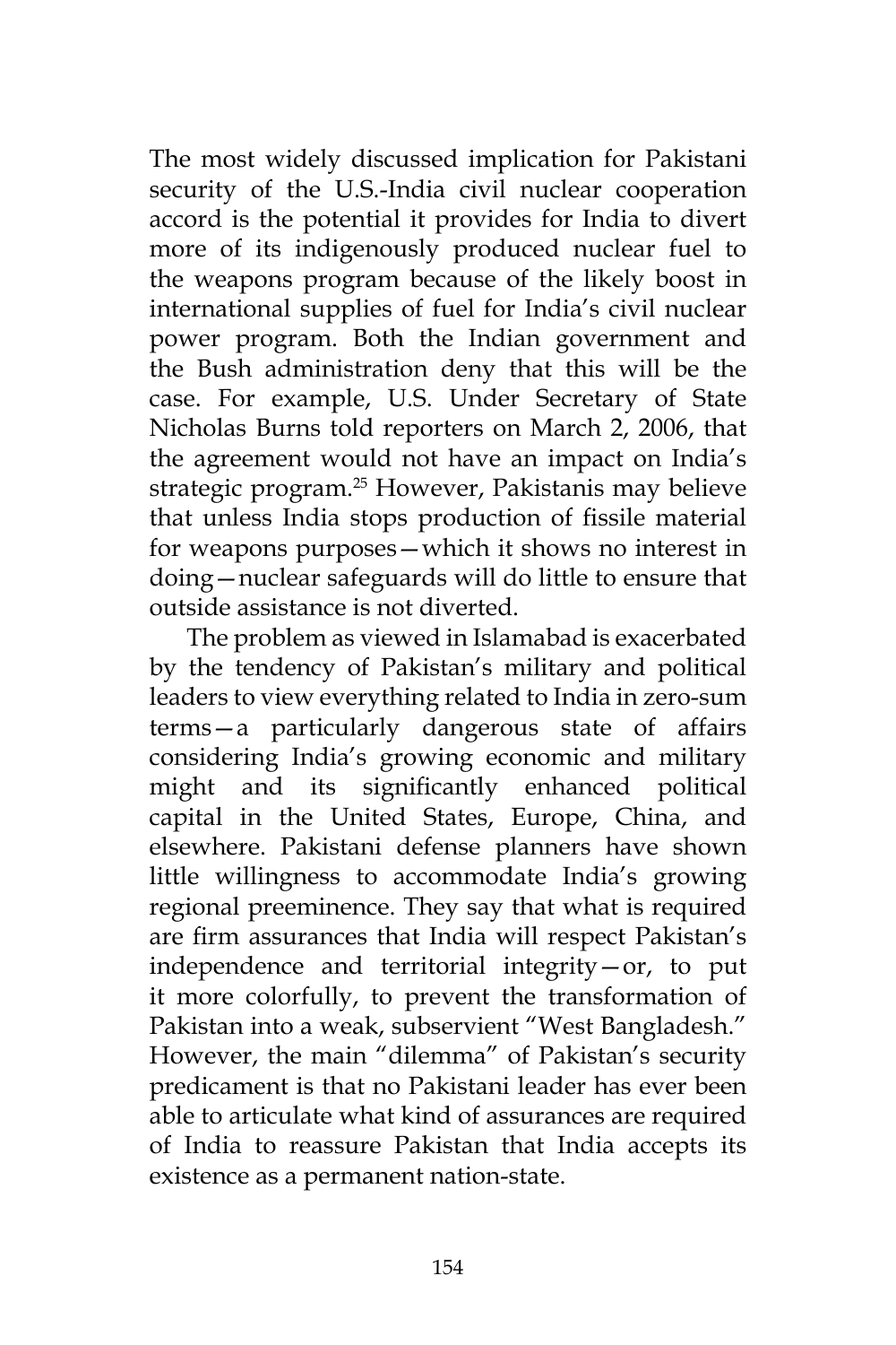The most widely discussed implication for Pakistani security of the U.S.-India civil nuclear cooperation accord is the potential it provides for India to divert more of its indigenously produced nuclear fuel to the weapons program because of the likely boost in international supplies of fuel for India's civil nuclear power program. Both the Indian government and the Bush administration deny that this will be the case. For example, U.S. Under Secretary of State Nicholas Burns told reporters on March 2, 2006, that the agreement would not have an impact on India's strategic program.[25] However, Pakistanis may believe that unless India stops production of fissile material for weapons purposes—which it shows no interest in doing—nuclear safeguards will do little to ensure that outside assistance is not diverted.

The problem as viewed in Islamabad is exacerbated by the tendency of Pakistan's military and political leaders to view everything related to India in zero-sum terms—a particularly dangerous state of affairs considering India's growing economic and military might and its significantly enhanced political capital in the United States, Europe, China, and elsewhere. Pakistani defense planners have shown little willingness to accommodate India's growing regional preeminence. They say that what is required are firm assurances that India will respect Pakistan's independence and territorial integrity—or, to put it more colorfully, to prevent the transformation of Pakistan into a weak, subservient "West Bangladesh." However, the main "dilemma" of Pakistan's security predicament is that no Pakistani leader has ever been able to articulate what kind of assurances are required of India to reassure Pakistan that India accepts its existence as a permanent nation-state.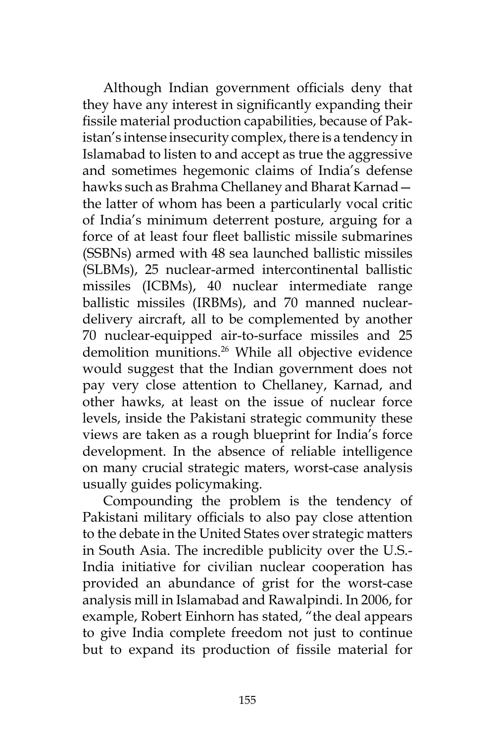Although Indian government officials deny that they have any interest in significantly expanding their fissile material production capabilities, because of Pakistan's intense insecurity complex, there is a tendency in Islamabad to listen to and accept as true the aggressive and sometimes hegemonic claims of India's defense hawks such as Brahma Chellaney and Bharat Karnad—the latter of whom has been a particularly vocal critic of India's minimum deterrent posture, arguing for a force of at least four fleet ballistic missile submarines (SSBNs) armed with 48 sea launched ballistic missiles (SLBMs), 25 nuclear-armed intercontinental ballistic missiles (ICBMs), 40 nuclear intermediate range ballistic missiles (IRBMs), and 70 manned nuclear-delivery aircraft, all to be complemented by another 70 nuclear-equipped air-to-surface missiles and 25 demolition munitions.[26] While all objective evidence would suggest that the Indian government does not pay very close attention to Chellaney, Karnad, and other hawks, at least on the issue of nuclear force levels, inside the Pakistani strategic community these views are taken as a rough blueprint for India's force development. In the absence of reliable intelligence on many crucial strategic maters, worst-case analysis usually guides policymaking.

Compounding the problem is the tendency of Pakistani military officials to also pay close attention to the debate in the United States over strategic matters in South Asia. The incredible publicity over the U.S.-India initiative for civilian nuclear cooperation has provided an abundance of grist for the worst-case analysis mill in Islamabad and Rawalpindi. In 2006, for example, Robert Einhorn has stated, "the deal appears to give India complete freedom not just to continue but to expand its production of fissile material for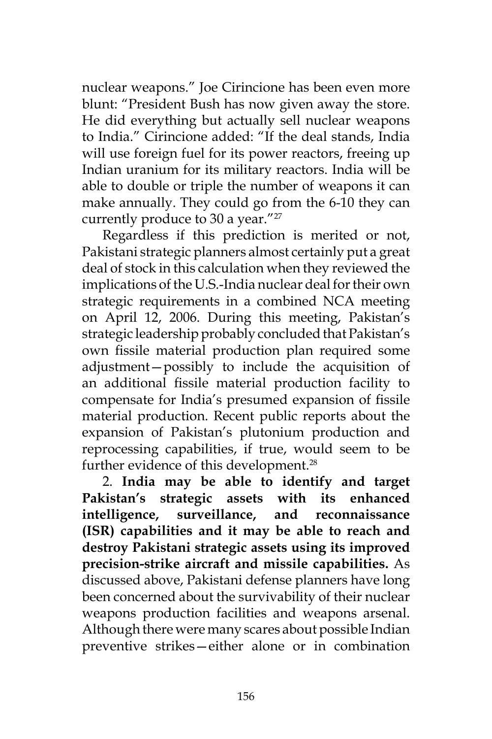nuclear weapons." Joe Cirincione has been even more blunt: "President Bush has now given away the store. He did everything but actually sell nuclear weapons to India." Cirincione added: "If the deal stands, India will use foreign fuel for its power reactors, freeing up Indian uranium for its military reactors. India will be able to double or triple the number of weapons it can make annually. They could go from the 6-10 they can currently produce to 30 a year."[27]

Regardless if this prediction is merited or not, Pakistani strategic planners almost certainly put a great deal of stock in this calculation when they reviewed the implications of the U.S.-India nuclear deal for their own strategic requirements in a combined NCA meeting on April 12, 2006. During this meeting, Pakistan's strategic leadership probably concluded that Pakistan's own fissile material production plan required some adjustment—possibly to include the acquisition of an additional fissile material production facility to compensate for India's presumed expansion of fissile material production. Recent public reports about the expansion of Pakistan's plutonium production and reprocessing capabilities, if true, would seem to be further evidence of this development.[28]

2. **India may be able to identify and target Pakistan's strategic assets with its enhanced intelligence, surveillance, and reconnaissance (ISR) capabilities and it may be able to reach and destroy Pakistani strategic assets using its improved precision-strike aircraft and missile capabilities.** As discussed above, Pakistani defense planners have long been concerned about the survivability of their nuclear weapons production facilities and weapons arsenal. Although there were many scares about possible Indian preventive strikes—either alone or in combination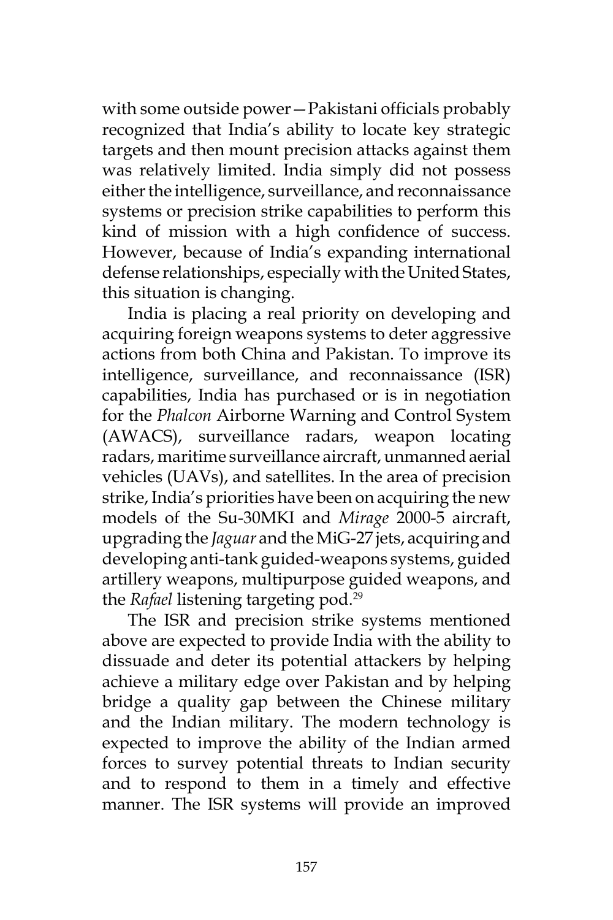with some outside power—Pakistani officials probably recognized that India's ability to locate key strategic targets and then mount precision attacks against them was relatively limited. India simply did not possess either the intelligence, surveillance, and reconnaissance systems or precision strike capabilities to perform this kind of mission with a high confidence of success. However, because of India's expanding international defense relationships, especially with the United States, this situation is changing.

India is placing a real priority on developing and acquiring foreign weapons systems to deter aggressive actions from both China and Pakistan. To improve its intelligence, surveillance, and reconnaissance (ISR) capabilities, India has purchased or is in negotiation for the *Phalcon* Airborne Warning and Control System (AWACS), surveillance radars, weapon locating radars, maritime surveillance aircraft, unmanned aerial vehicles (UAVs), and satellites. In the area of precision strike, India's priorities have been on acquiring the new models of the Su-30MKI and *Mirage* 2000-5 aircraft, upgrading the *Jaguar* and the MiG-27 jets, acquiring and developing anti-tank guided-weapons systems, guided artillery weapons, multipurpose guided weapons, and the *Rafael* listening targeting pod.[29]

The ISR and precision strike systems mentioned above are expected to provide India with the ability to dissuade and deter its potential attackers by helping achieve a military edge over Pakistan and by helping bridge a quality gap between the Chinese military and the Indian military. The modern technology is expected to improve the ability of the Indian armed forces to survey potential threats to Indian security and to respond to them in a timely and effective manner. The ISR systems will provide an improved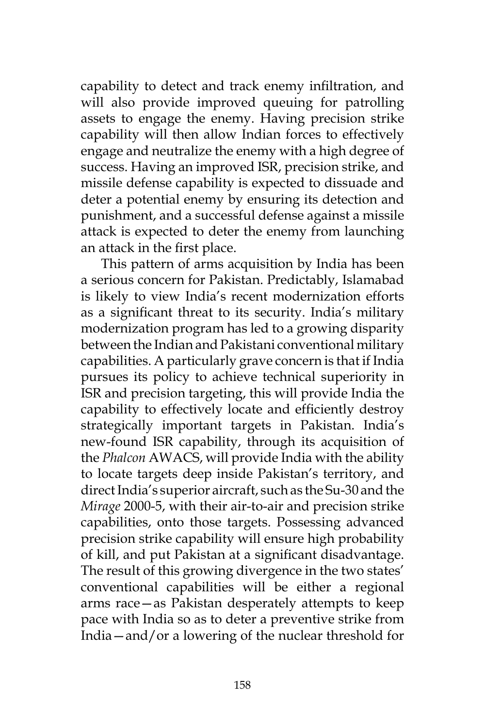capability to detect and track enemy infiltration, and will also provide improved queuing for patrolling assets to engage the enemy. Having precision strike capability will then allow Indian forces to effectively engage and neutralize the enemy with a high degree of success. Having an improved ISR, precision strike, and missile defense capability is expected to dissuade and deter a potential enemy by ensuring its detection and punishment, and a successful defense against a missile attack is expected to deter the enemy from launching an attack in the first place.

This pattern of arms acquisition by India has been a serious concern for Pakistan. Predictably, Islamabad is likely to view India's recent modernization efforts as a significant threat to its security. India's military modernization program has led to a growing disparity between the Indian and Pakistani conventional military capabilities. A particularly grave concern is that if India pursues its policy to achieve technical superiority in ISR and precision targeting, this will provide India the capability to effectively locate and efficiently destroy strategically important targets in Pakistan. India's new-found ISR capability, through its acquisition of the *Phalcon* AWACS, will provide India with the ability to locate targets deep inside Pakistan's territory, and direct India's superior aircraft, such as the Su-30 and the *Mirage* 2000-5, with their air-to-air and precision strike capabilities, onto those targets. Possessing advanced precision strike capability will ensure high probability of kill, and put Pakistan at a significant disadvantage. The result of this growing divergence in the two states' conventional capabilities will be either a regional arms race—as Pakistan desperately attempts to keep pace with India so as to deter a preventive strike from India—and/or a lowering of the nuclear threshold for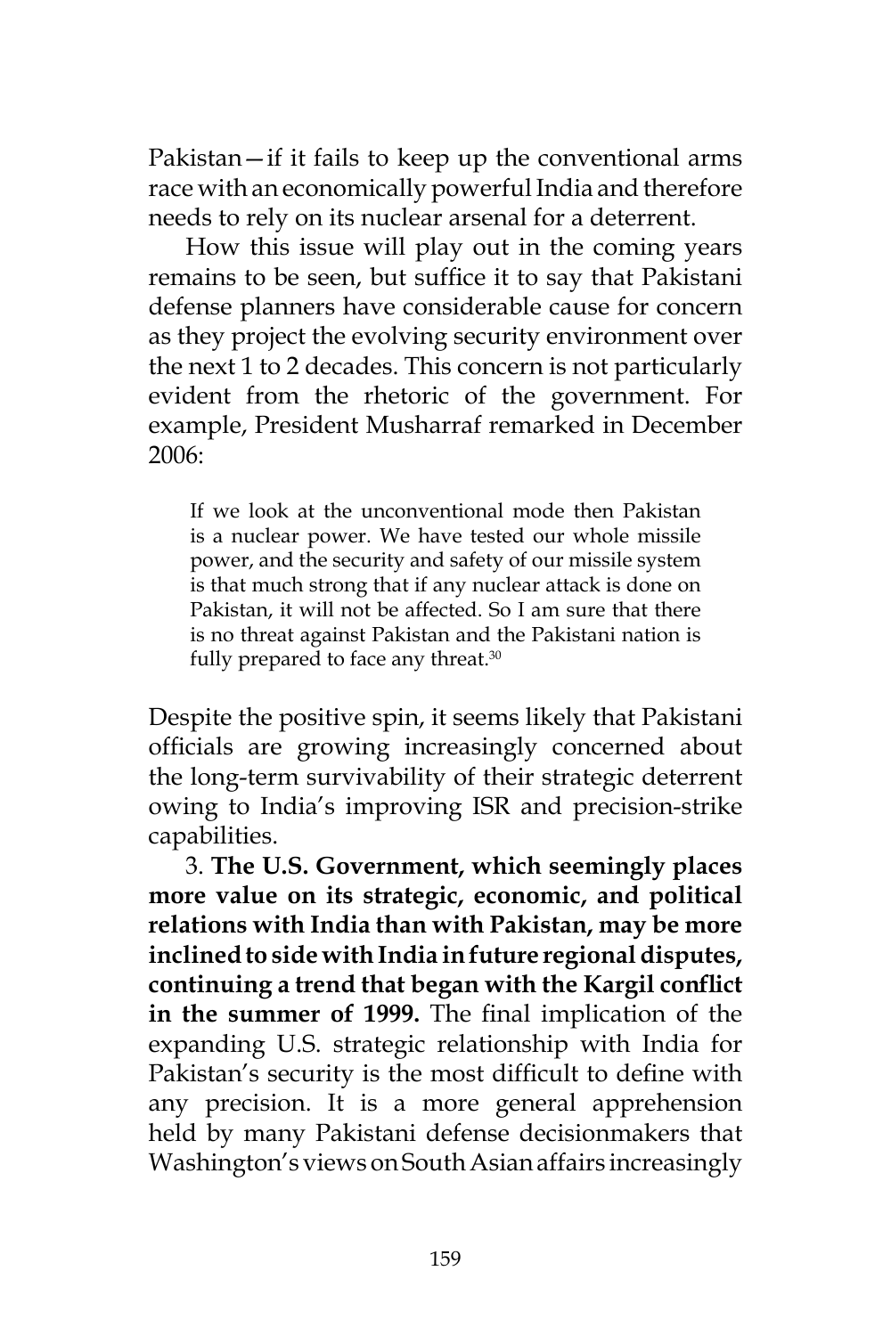Pakistan—if it fails to keep up the conventional arms race with an economically powerful India and therefore needs to rely on its nuclear arsenal for a deterrent.

How this issue will play out in the coming years remains to be seen, but suffice it to say that Pakistani defense planners have considerable cause for concern as they project the evolving security environment over the next 1 to 2 decades. This concern is not particularly evident from the rhetoric of the government. For example, President Musharraf remarked in December 2006:

> If we look at the unconventional mode then Pakistan is a nuclear power. We have tested our whole missile power, and the security and safety of our missile system is that much strong that if any nuclear attack is done on Pakistan, it will not be affected. So I am sure that there is no threat against Pakistan and the Pakistani nation is fully prepared to face any threat.[30]

Despite the positive spin, it seems likely that Pakistani officials are growing increasingly concerned about the long-term survivability of their strategic deterrent owing to India's improving ISR and precision-strike capabilities.

3. **The U.S. Government, which seemingly places more value on its strategic, economic, and political relations with India than with Pakistan, may be more inclined to side with India in future regional disputes, continuing a trend that began with the Kargil conflict in the summer of 1999.** The final implication of the expanding U.S. strategic relationship with India for Pakistan's security is the most difficult to define with any precision. It is a more general apprehension held by many Pakistani defense decisionmakers that Washington's views on South Asian affairs increasingly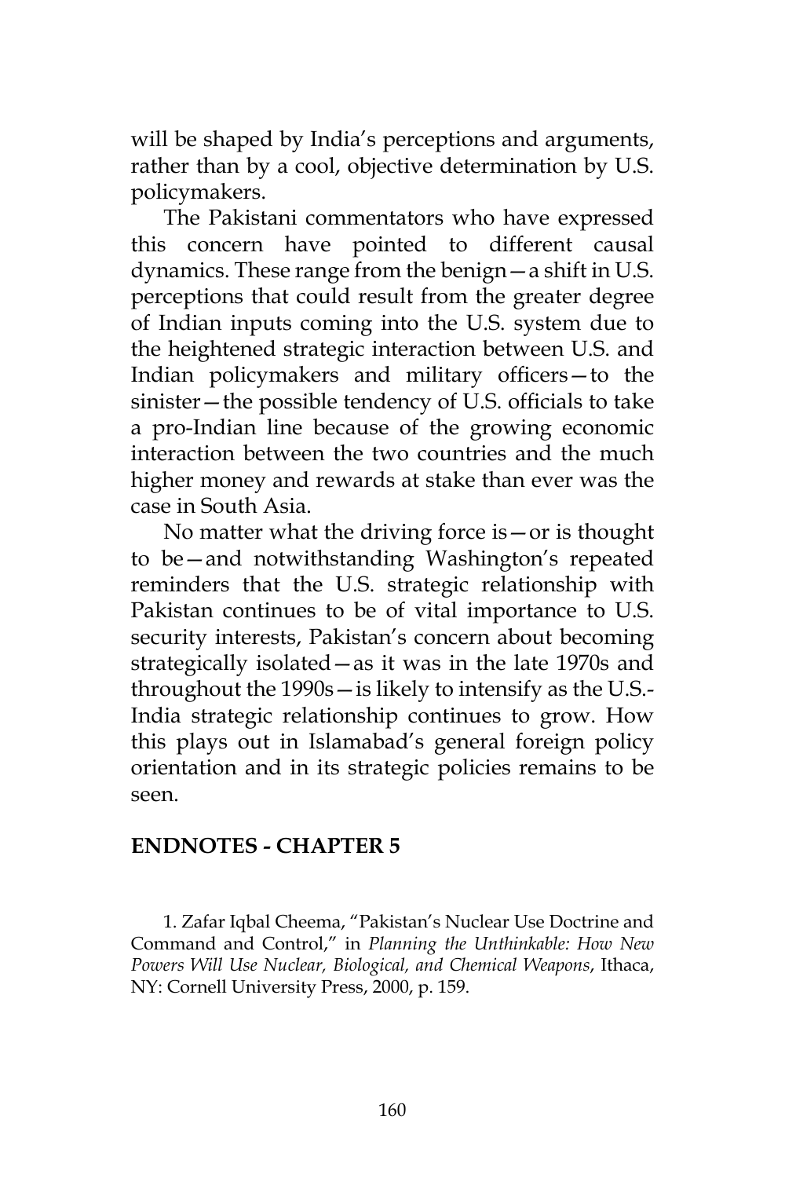will be shaped by India's perceptions and arguments, rather than by a cool, objective determination by U.S. policymakers.

The Pakistani commentators who have expressed this concern have pointed to different causal dynamics. These range from the benign—a shift in U.S. perceptions that could result from the greater degree of Indian inputs coming into the U.S. system due to the heightened strategic interaction between U.S. and Indian policymakers and military officers—to the sinister—the possible tendency of U.S. officials to take a pro-Indian line because of the growing economic interaction between the two countries and the much higher money and rewards at stake than ever was the case in South Asia.

No matter what the driving force is—or is thought to be—and notwithstanding Washington's repeated reminders that the U.S. strategic relationship with Pakistan continues to be of vital importance to U.S. security interests, Pakistan's concern about becoming strategically isolated—as it was in the late 1970s and throughout the 1990s—is likely to intensify as the U.S.-India strategic relationship continues to grow. How this plays out in Islamabad's general foreign policy orientation and in its strategic policies remains to be seen.

## ENDNOTES - CHAPTER 5

1. Zafar Iqbal Cheema, "Pakistan's Nuclear Use Doctrine and Command and Control," in *Planning the Unthinkable: How New Powers Will Use Nuclear, Biological, and Chemical Weapons*, Ithaca, NY: Cornell University Press, 2000, p. 159.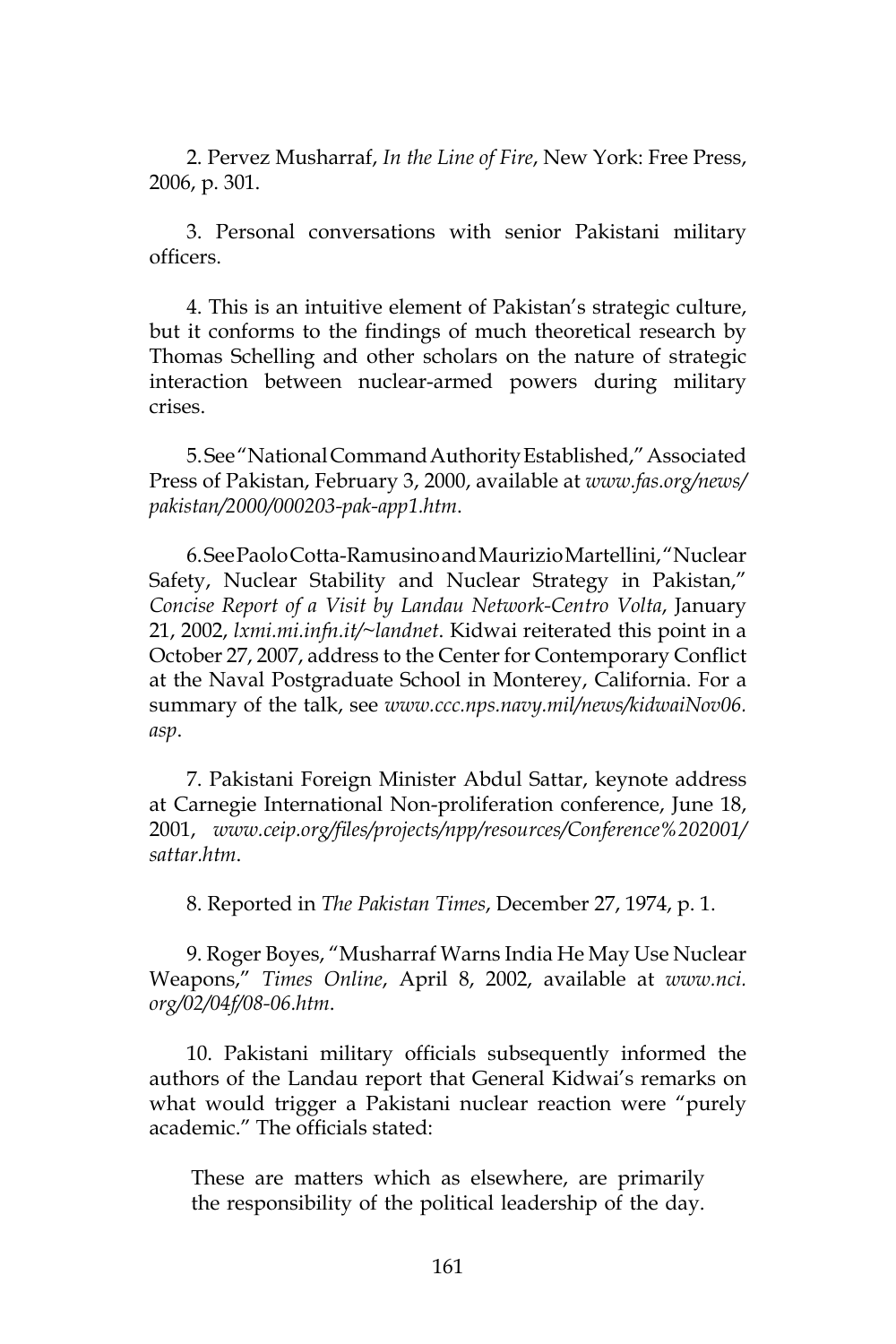2. Pervez Musharraf, *In the Line of Fire*, New York: Free Press, 2006, p. 301.

3. Personal conversations with senior Pakistani military officers.

4. This is an intuitive element of Pakistan's strategic culture, but it conforms to the findings of much theoretical research by Thomas Schelling and other scholars on the nature of strategic interaction between nuclear-armed powers during military crises.

5. See "National Command Authority Established," Associated Press of Pakistan, February 3, 2000, available at *www.fas.org/news/pakistan/2000/000203-pak-app1.htm*.

6. See Paolo Cotta-Ramusino and Maurizio Martellini, "Nuclear Safety, Nuclear Stability and Nuclear Strategy in Pakistan," *Concise Report of a Visit by Landau Network-Centro Volta*, January 21, 2002, *lxmi.mi.infn.it/~landnet*. Kidwai reiterated this point in a October 27, 2007, address to the Center for Contemporary Conflict at the Naval Postgraduate School in Monterey, California. For a summary of the talk, see *www.ccc.nps.navy.mil/news/kidwaiNov06.asp*.

7. Pakistani Foreign Minister Abdul Sattar, keynote address at Carnegie International Non-proliferation conference, June 18, 2001, *www.ceip.org/files/projects/npp/resources/Conference%202001/sattar.htm*.

8. Reported in *The Pakistan Times*, December 27, 1974, p. 1.

9. Roger Boyes, "Musharraf Warns India He May Use Nuclear Weapons," *Times Online*, April 8, 2002, available at *www.nci.org/02/04f/08-06.htm*.

10. Pakistani military officials subsequently informed the authors of the Landau report that General Kidwai's remarks on what would trigger a Pakistani nuclear reaction were "purely academic." The officials stated:

> These are matters which as elsewhere, are primarily the responsibility of the political leadership of the day.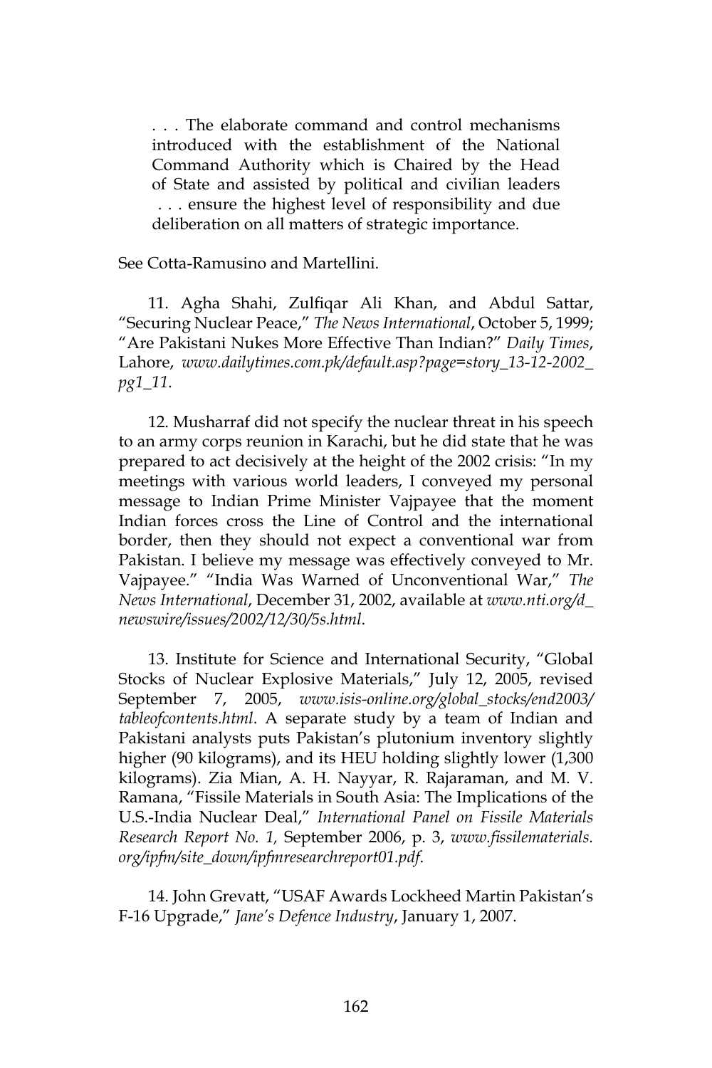> . . . The elaborate command and control mechanisms introduced with the establishment of the National Command Authority which is Chaired by the Head of State and assisted by political and civilian leaders . . . ensure the highest level of responsibility and due deliberation on all matters of strategic importance.

See Cotta-Ramusino and Martellini.

11. Agha Shahi, Zulfiqar Ali Khan, and Abdul Sattar, "Securing Nuclear Peace," *The News International*, October 5, 1999; "Are Pakistani Nukes More Effective Than Indian?" *Daily Times*, Lahore, *www.dailytimes.com.pk/default.asp?page=story_13-12-2002_pg1_11*.

12. Musharraf did not specify the nuclear threat in his speech to an army corps reunion in Karachi, but he did state that he was prepared to act decisively at the height of the 2002 crisis: "In my meetings with various world leaders, I conveyed my personal message to Indian Prime Minister Vajpayee that the moment Indian forces cross the Line of Control and the international border, then they should not expect a conventional war from Pakistan. I believe my message was effectively conveyed to Mr. Vajpayee." "India Was Warned of Unconventional War," *The News International*, December 31, 2002, available at *www.nti.org/d_newswire/issues/2002/12/30/5s.html*.

13. Institute for Science and International Security, "Global Stocks of Nuclear Explosive Materials," July 12, 2005, revised September 7, 2005, *www.isis-online.org/global_stocks/end2003/tableofcontents.html*. A separate study by a team of Indian and Pakistani analysts puts Pakistan's plutonium inventory slightly higher (90 kilograms), and its HEU holding slightly lower (1,300 kilograms). Zia Mian, A. H. Nayyar, R. Rajaraman, and M. V. Ramana, "Fissile Materials in South Asia: The Implications of the U.S.-India Nuclear Deal," *International Panel on Fissile Materials Research Report No. 1,* September 2006, p. 3, *www.fissilematerials.org/ipfm/site_down/ipfmresearchreport01.pdf*.

14. John Grevatt, "USAF Awards Lockheed Martin Pakistan's F-16 Upgrade," *Jane's Defence Industry*, January 1, 2007.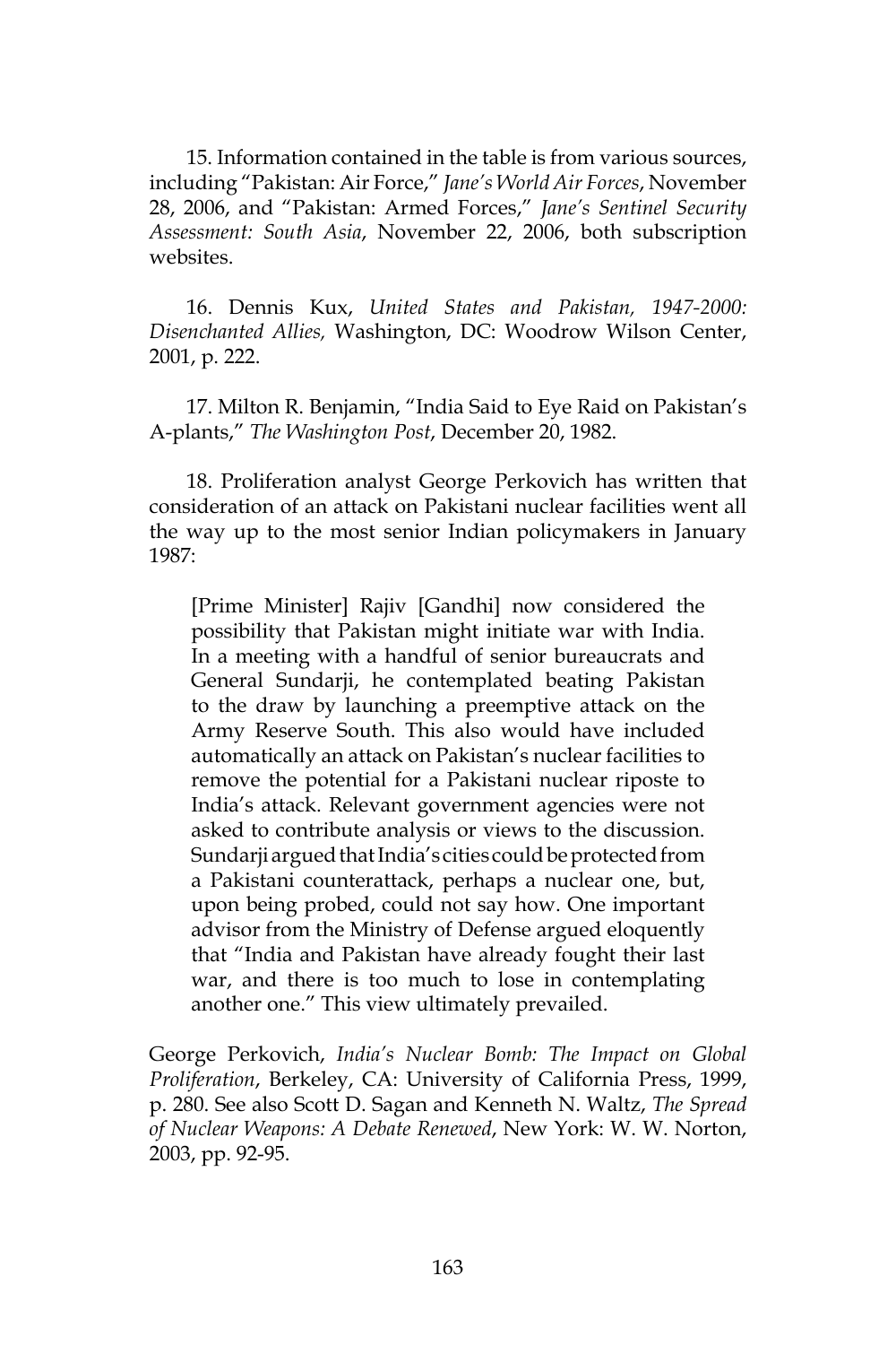15. Information contained in the table is from various sources, including "Pakistan: Air Force," *Jane's World Air Forces*, November 28, 2006, and "Pakistan: Armed Forces," *Jane's Sentinel Security Assessment: South Asia*, November 22, 2006, both subscription websites.

16. Dennis Kux, *United States and Pakistan, 1947-2000: Disenchanted Allies,* Washington, DC: Woodrow Wilson Center, 2001, p. 222.

17. Milton R. Benjamin, "India Said to Eye Raid on Pakistan's A-plants," *The Washington Post*, December 20, 1982.

18. Proliferation analyst George Perkovich has written that consideration of an attack on Pakistani nuclear facilities went all the way up to the most senior Indian policymakers in January 1987:

> [Prime Minister] Rajiv [Gandhi] now considered the possibility that Pakistan might initiate war with India. In a meeting with a handful of senior bureaucrats and General Sundarji, he contemplated beating Pakistan to the draw by launching a preemptive attack on the Army Reserve South. This also would have included automatically an attack on Pakistan's nuclear facilities to remove the potential for a Pakistani nuclear riposte to India's attack. Relevant government agencies were not asked to contribute analysis or views to the discussion. Sundarji argued that India's cities could be protected from a Pakistani counterattack, perhaps a nuclear one, but, upon being probed, could not say how. One important advisor from the Ministry of Defense argued eloquently that "India and Pakistan have already fought their last war, and there is too much to lose in contemplating another one." This view ultimately prevailed.

George Perkovich, *India's Nuclear Bomb: The Impact on Global Proliferation*, Berkeley, CA: University of California Press, 1999, p. 280. See also Scott D. Sagan and Kenneth N. Waltz, *The Spread of Nuclear Weapons: A Debate Renewed*, New York: W. W. Norton, 2003, pp. 92-95.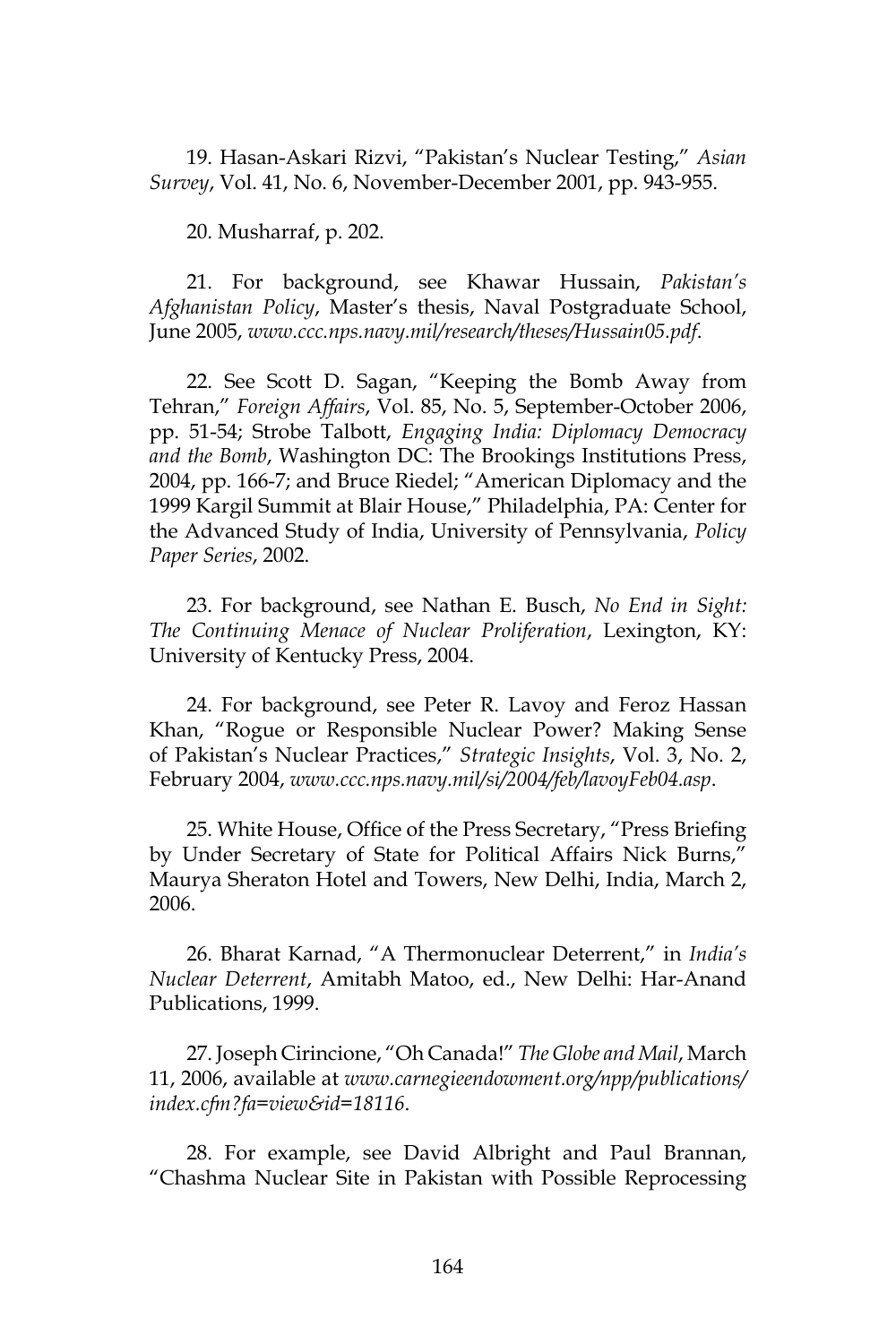19. Hasan-Askari Rizvi, "Pakistan's Nuclear Testing," *Asian Survey*, Vol. 41, No. 6, November-December 2001, pp. 943-955.

20. Musharraf, p. 202.

21. For background, see Khawar Hussain, *Pakistan's Afghanistan Policy*, Master's thesis, Naval Postgraduate School, June 2005, *www.ccc.nps.navy.mil/research/theses/Hussain05.pdf*.

22. See Scott D. Sagan, "Keeping the Bomb Away from Tehran," *Foreign Affairs*, Vol. 85, No. 5, September-October 2006, pp. 51-54; Strobe Talbott, *Engaging India: Diplomacy Democracy and the Bomb*, Washington DC: The Brookings Institutions Press, 2004, pp. 166-7; and Bruce Riedel; "American Diplomacy and the 1999 Kargil Summit at Blair House," Philadelphia, PA: Center for the Advanced Study of India, University of Pennsylvania, *Policy Paper Series*, 2002.

23. For background, see Nathan E. Busch, *No End in Sight: The Continuing Menace of Nuclear Proliferation*, Lexington, KY: University of Kentucky Press, 2004.

24. For background, see Peter R. Lavoy and Feroz Hassan Khan, "Rogue or Responsible Nuclear Power? Making Sense of Pakistan's Nuclear Practices," *Strategic Insights*, Vol. 3, No. 2, February 2004, *www.ccc.nps.navy.mil/si/2004/feb/lavoyFeb04.asp*.

25. White House, Office of the Press Secretary, "Press Briefing by Under Secretary of State for Political Affairs Nick Burns," Maurya Sheraton Hotel and Towers, New Delhi, India, March 2, 2006.

26. Bharat Karnad, "A Thermonuclear Deterrent," in *India's Nuclear Deterrent*, Amitabh Matoo, ed., New Delhi: Har-Anand Publications, 1999.

27. Joseph Cirincione, "Oh Canada!" *The Globe and Mail*, March 11, 2006, available at *www.carnegieendowment.org/npp/publications/index.cfm?fa=view&id=18116*.

28. For example, see David Albright and Paul Brannan, "Chashma Nuclear Site in Pakistan with Possible Reprocessing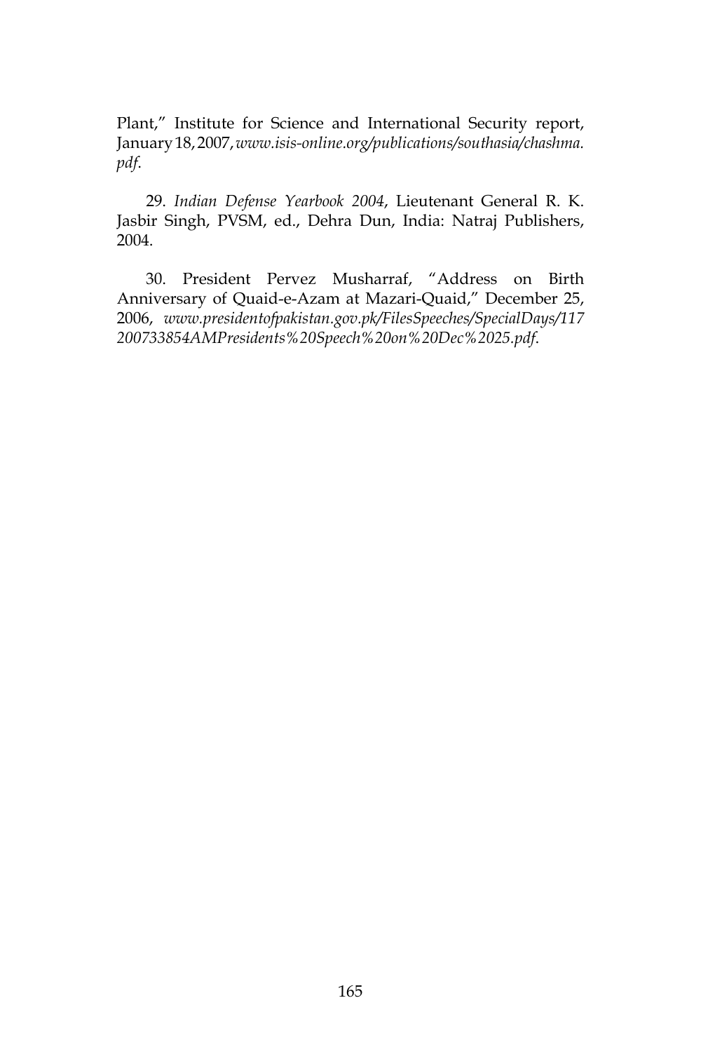Plant," Institute for Science and International Security report, January 18, 2007, *www.isis-online.org/publications/southasia/chashma.pdf*.

29. *Indian Defense Yearbook 2004*, Lieutenant General R. K. Jasbir Singh, PVSM, ed., Dehra Dun, India: Natraj Publishers, 2004.

30. President Pervez Musharraf, "Address on Birth Anniversary of Quaid-e-Azam at Mazari-Quaid," December 25, 2006, *www.presidentofpakistan.gov.pk/FilesSpeeches/SpecialDays/117200733854AMPresidents%20Speech%20on%20Dec%2025.pdf*.